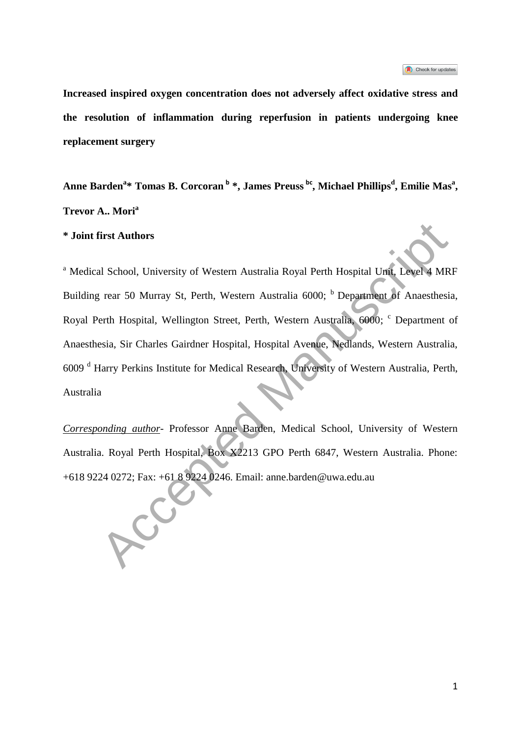**Increased inspired oxygen concentration does not adversely affect oxidative stress and the resolution of inflammation during reperfusion in patients undergoing knee replacement surgery**

**Anne Barden[a]* Tomas B. Corcoran [b] *, James Preuss [bc], Michael Phillips[d], Emilie Mas[a], Trevor A.. Mori[a]**

**\* Joint first Authors**

[a] Medical School, University of Western Australia Royal Perth Hospital Unit, Level 4 MRF Building rear 50 Murray St, Perth, Western Australia 6000; [b] Department of Anaesthesia, Royal Perth Hospital, Wellington Street, Perth, Western Australia, 6000; [c] Department of Anaesthesia, Sir Charles Gairdner Hospital, Hospital Avenue, Nedlands, Western Australia, 6009 [d] Harry Perkins Institute for Medical Research, University of Western Australia, Perth, Australia

*Corresponding author*- Professor Anne Barden, Medical School, University of Western Australia. Royal Perth Hospital, Box X2213 GPO Perth 6847, Western Australia. Phone: +618 9224 0272; Fax: +61 8 9224 0246. Email: anne.barden@uwa.edu.au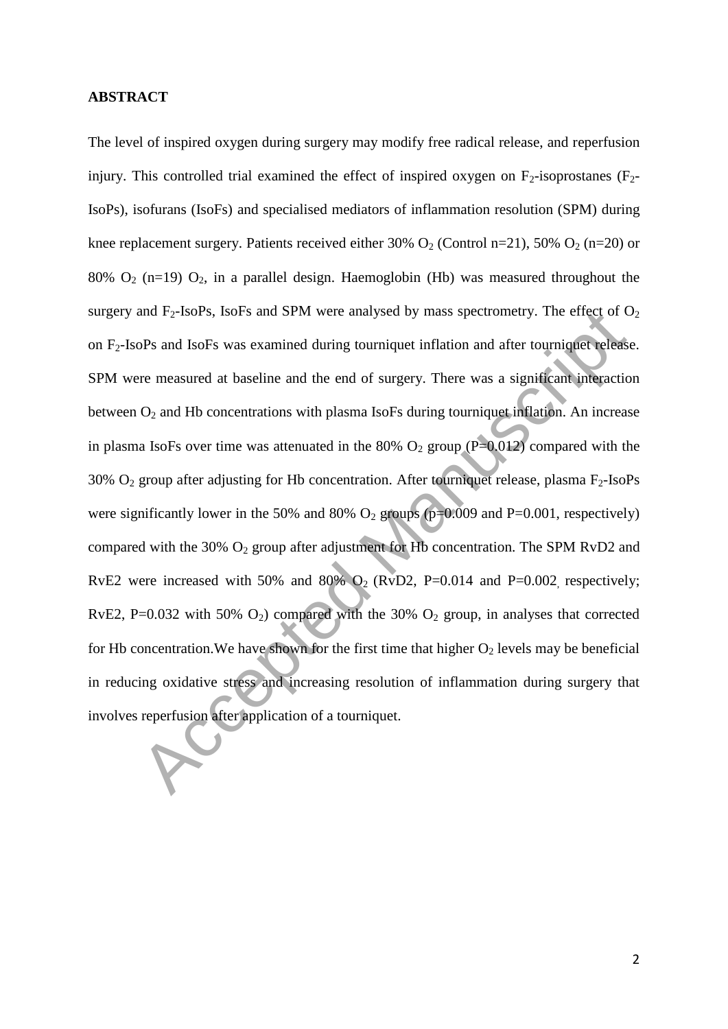**ABSTRACT**

The level of inspired oxygen during surgery may modify free radical release, and reperfusion injury. This controlled trial examined the effect of inspired oxygen on $F_2$-isoprostanes ($F_2$-IsoPs), isofurans (IsoFs) and specialised mediators of inflammation resolution (SPM) during knee replacement surgery. Patients received either 30% $O_2$ (Control n=21), 50% $O_2$ (n=20) or 80% $O_2$ (n=19) $O_2$, in a parallel design. Haemoglobin (Hb) was measured throughout the surgery and $F_2$-IsoPs, IsoFs and SPM were analysed by mass spectrometry. The effect of $O_2$ on $F_2$-IsoPs and IsoFs was examined during tourniquet inflation and after tourniquet release. SPM were measured at baseline and the end of surgery. There was a significant interaction between $O_2$ and Hb concentrations with plasma IsoFs during tourniquet inflation. An increase in plasma IsoFs over time was attenuated in the 80% $O_2$ group (P=0.012) compared with the 30% $O_2$ group after adjusting for Hb concentration. After tourniquet release, plasma $F_2$-IsoPs were significantly lower in the 50% and 80% $O_2$ groups (p=0.009 and P=0.001, respectively) compared with the 30% $O_2$ group after adjustment for Hb concentration. The SPM RvD2 and RvE2 were increased with 50% and 80% $O_2$ (RvD2, P=0.014 and P=0.002, respectively; RvE2, P=0.032 with 50% $O_2$) compared with the 30% $O_2$ group, in analyses that corrected for Hb concentration.We have shown for the first time that higher $O_2$ levels may be beneficial in reducing oxidative stress and increasing resolution of inflammation during surgery that involves reperfusion after application of a tourniquet.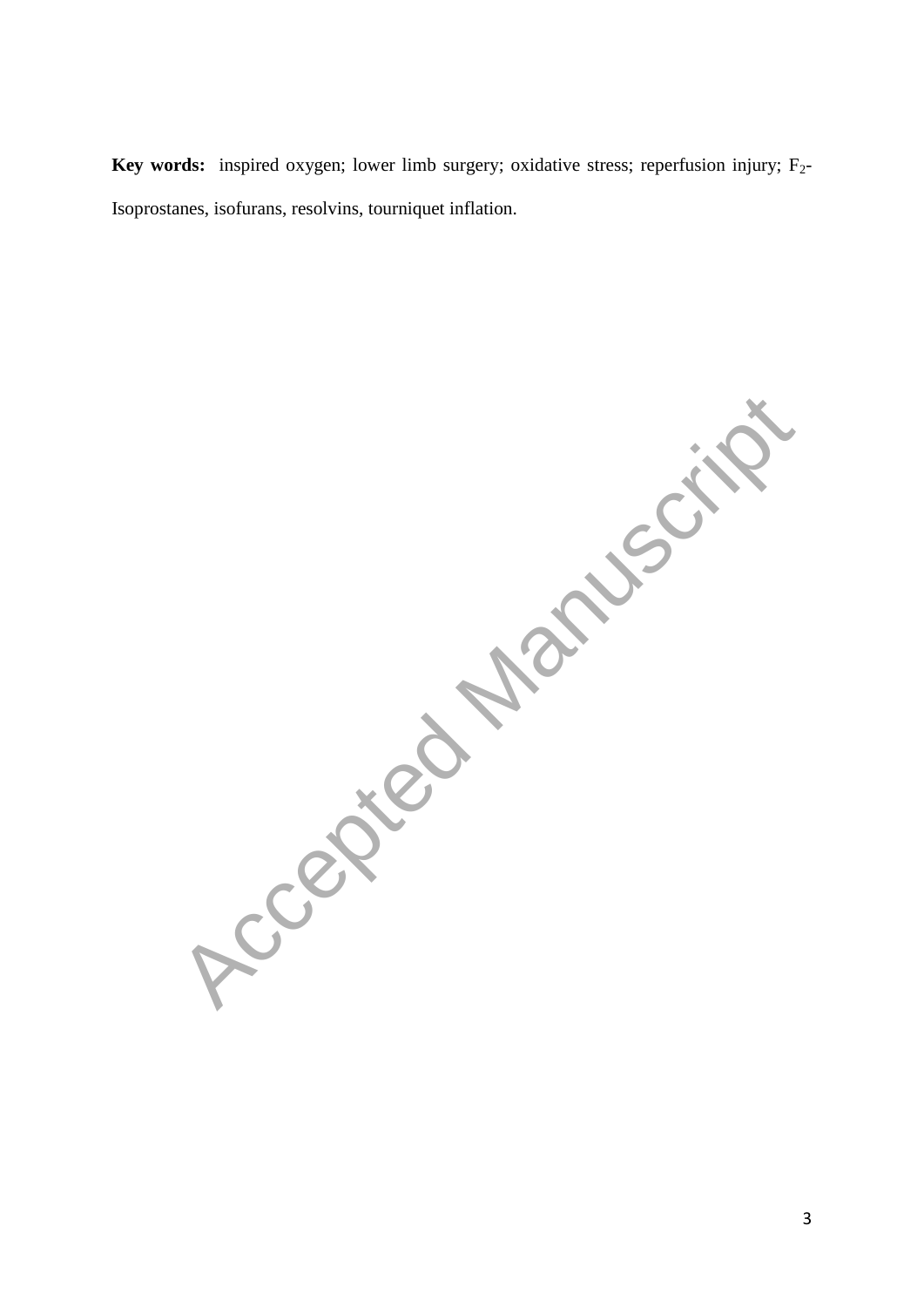**Key words:** inspired oxygen; lower limb surgery; oxidative stress; reperfusion injury; $F_2$-Isoprostanes, isofurans, resolvins, tourniquet inflation.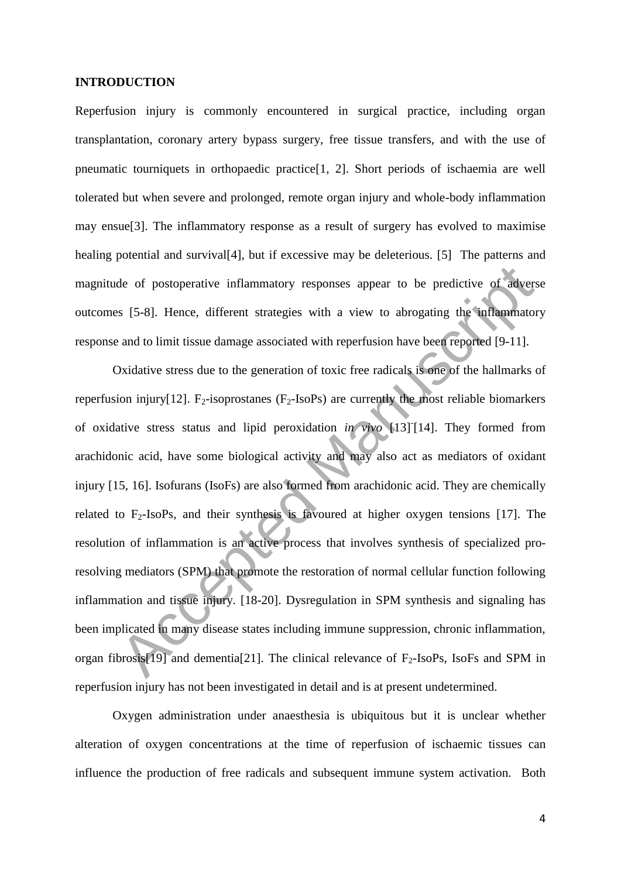## INTRODUCTION

Reperfusion injury is commonly encountered in surgical practice, including organ transplantation, coronary artery bypass surgery, free tissue transfers, and with the use of pneumatic tourniquets in orthopaedic practice[1, 2]. Short periods of ischaemia are well tolerated but when severe and prolonged, remote organ injury and whole-body inflammation may ensue[3]. The inflammatory response as a result of surgery has evolved to maximise healing potential and survival[4], but if excessive may be deleterious. [5] The patterns and magnitude of postoperative inflammatory responses appear to be predictive of adverse outcomes [5-8]. Hence, different strategies with a view to abrogating the inflammatory response and to limit tissue damage associated with reperfusion have been reported [9-11].

Oxidative stress due to the generation of toxic free radicals is one of the hallmarks of reperfusion injury[12]. $F_2$-isoprostanes ($F_2$-IsoPs) are currently the most reliable biomarkers of oxidative stress status and lipid peroxidation *in vivo* [13] [14]. They formed from arachidonic acid, have some biological activity and may also act as mediators of oxidant injury [15, 16]. Isofurans (IsoFs) are also formed from arachidonic acid. They are chemically related to $F_2$-IsoPs, and their synthesis is favoured at higher oxygen tensions [17]. The resolution of inflammation is an active process that involves synthesis of specialized pro-resolving mediators (SPM) that promote the restoration of normal cellular function following inflammation and tissue injury. [18-20]. Dysregulation in SPM synthesis and signaling has been implicated in many disease states including immune suppression, chronic inflammation, organ fibrosis[19] and dementia[21]. The clinical relevance of $F_2$-IsoPs, IsoFs and SPM in reperfusion injury has not been investigated in detail and is at present undetermined.

Oxygen administration under anaesthesia is ubiquitous but it is unclear whether alteration of oxygen concentrations at the time of reperfusion of ischaemic tissues can influence the production of free radicals and subsequent immune system activation. Both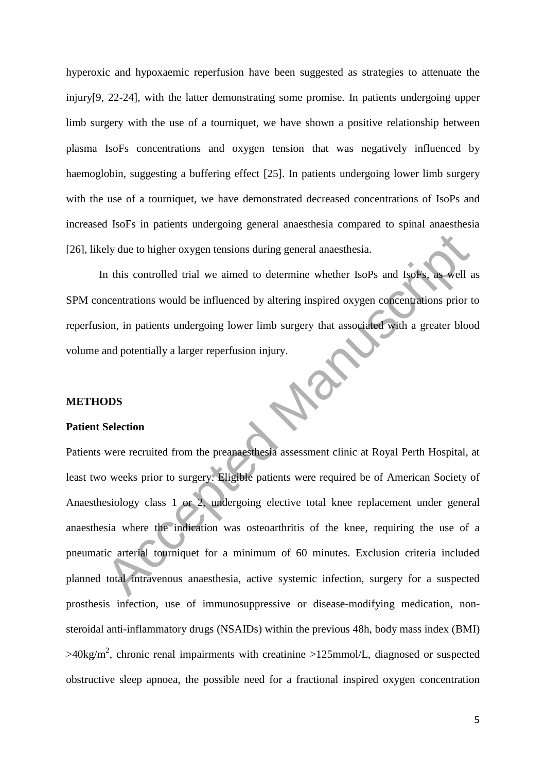hyperoxic and hypoxaemic reperfusion have been suggested as strategies to attenuate the injury[9, 22-24], with the latter demonstrating some promise. In patients undergoing upper limb surgery with the use of a tourniquet, we have shown a positive relationship between plasma IsoFs concentrations and oxygen tension that was negatively influenced by haemoglobin, suggesting a buffering effect [25]. In patients undergoing lower limb surgery with the use of a tourniquet, we have demonstrated decreased concentrations of IsoPs and increased IsoFs in patients undergoing general anaesthesia compared to spinal anaesthesia [26], likely due to higher oxygen tensions during general anaesthesia.

In this controlled trial we aimed to determine whether IsoPs and IsoFs, as well as SPM concentrations would be influenced by altering inspired oxygen concentrations prior to reperfusion, in patients undergoing lower limb surgery that associated with a greater blood volume and potentially a larger reperfusion injury.

## METHODS

### Patient Selection

Patients were recruited from the preanaesthesia assessment clinic at Royal Perth Hospital, at least two weeks prior to surgery. Eligible patients were required be of American Society of Anaesthesiology class 1 or 2, undergoing elective total knee replacement under general anaesthesia where the indication was osteoarthritis of the knee, requiring the use of a pneumatic arterial tourniquet for a minimum of 60 minutes. Exclusion criteria included planned total intravenous anaesthesia, active systemic infection, surgery for a suspected prosthesis infection, use of immunosuppressive or disease-modifying medication, non-steroidal anti-inflammatory drugs (NSAIDs) within the previous 48h, body mass index (BMI) >40kg/m$^2$, chronic renal impairments with creatinine >125mmol/L, diagnosed or suspected obstructive sleep apnoea, the possible need for a fractional inspired oxygen concentration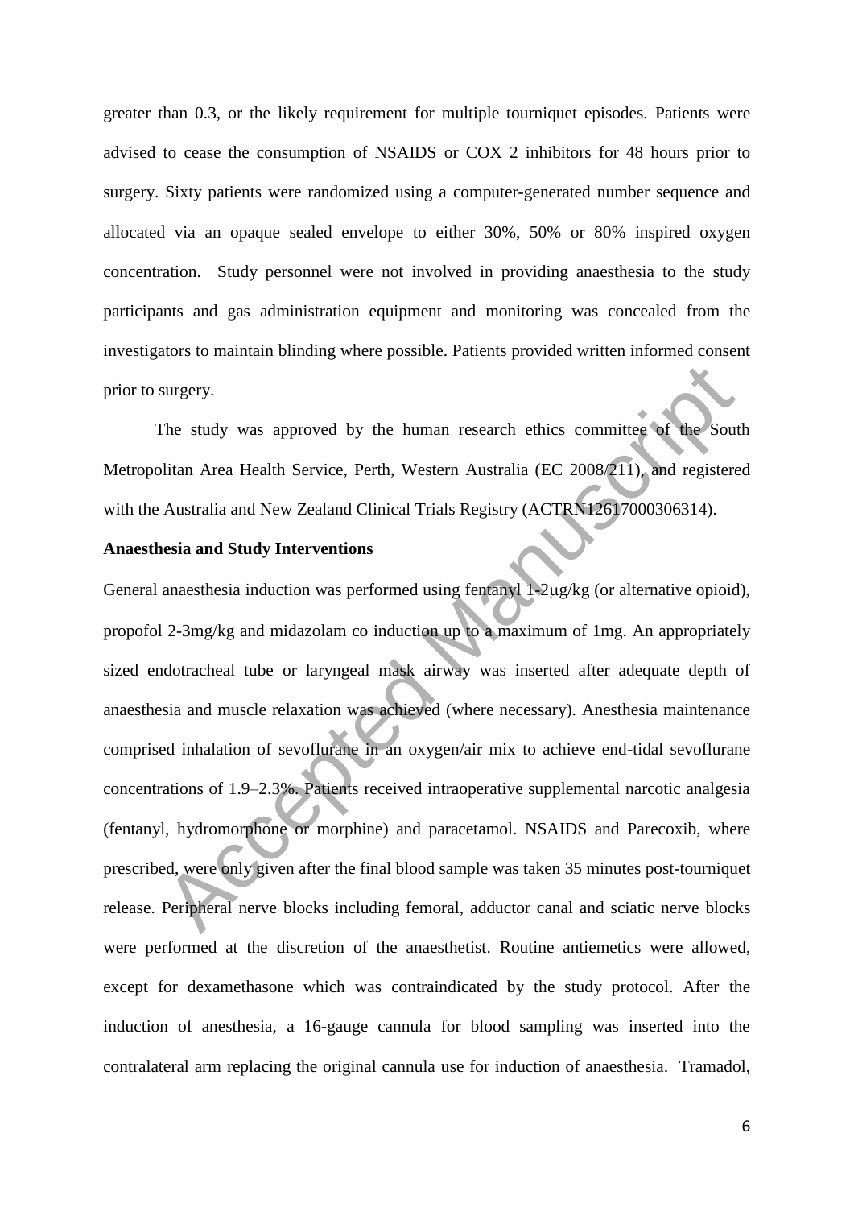greater than 0.3, or the likely requirement for multiple tourniquet episodes. Patients were advised to cease the consumption of NSAIDS or COX 2 inhibitors for 48 hours prior to surgery. Sixty patients were randomized using a computer-generated number sequence and allocated via an opaque sealed envelope to either 30%, 50% or 80% inspired oxygen concentration. Study personnel were not involved in providing anaesthesia to the study participants and gas administration equipment and monitoring was concealed from the investigators to maintain blinding where possible. Patients provided written informed consent prior to surgery.

The study was approved by the human research ethics committee of the South Metropolitan Area Health Service, Perth, Western Australia (EC 2008/211), and registered with the Australia and New Zealand Clinical Trials Registry (ACTRN12617000306314).

**Anaesthesia and Study Interventions**

General anaesthesia induction was performed using fentanyl 1-2μg/kg (or alternative opioid), propofol 2-3mg/kg and midazolam co induction up to a maximum of 1mg. An appropriately sized endotracheal tube or laryngeal mask airway was inserted after adequate depth of anaesthesia and muscle relaxation was achieved (where necessary). Anesthesia maintenance comprised inhalation of sevoflurane in an oxygen/air mix to achieve end-tidal sevoflurane concentrations of 1.9–2.3%. Patients received intraoperative supplemental narcotic analgesia (fentanyl, hydromorphone or morphine) and paracetamol. NSAIDS and Parecoxib, where prescribed, were only given after the final blood sample was taken 35 minutes post-tourniquet release. Peripheral nerve blocks including femoral, adductor canal and sciatic nerve blocks were performed at the discretion of the anaesthetist. Routine antiemetics were allowed, except for dexamethasone which was contraindicated by the study protocol. After the induction of anesthesia, a 16-gauge cannula for blood sampling was inserted into the contralateral arm replacing the original cannula use for induction of anaesthesia. Tramadol,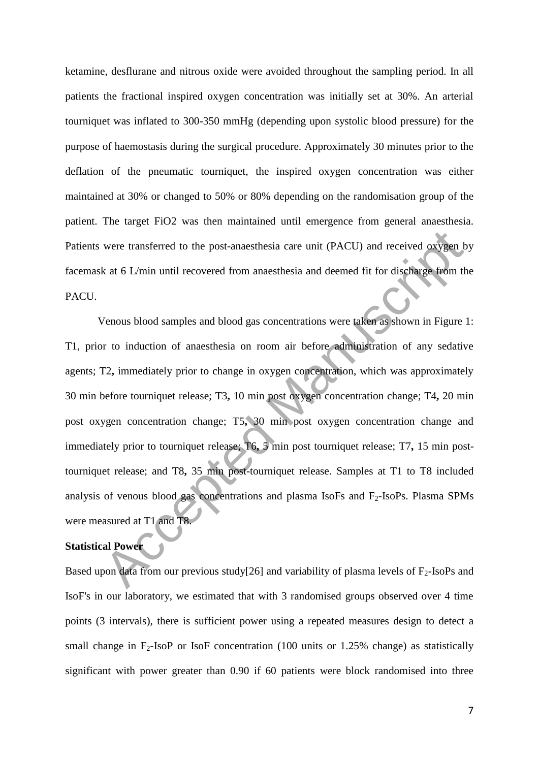ketamine, desflurane and nitrous oxide were avoided throughout the sampling period. In all patients the fractional inspired oxygen concentration was initially set at 30%. An arterial tourniquet was inflated to 300-350 mmHg (depending upon systolic blood pressure) for the purpose of haemostasis during the surgical procedure. Approximately 30 minutes prior to the deflation of the pneumatic tourniquet, the inspired oxygen concentration was either maintained at 30% or changed to 50% or 80% depending on the randomisation group of the patient. The target FiO2 was then maintained until emergence from general anaesthesia. Patients were transferred to the post-anaesthesia care unit (PACU) and received oxygen by facemask at 6 L/min until recovered from anaesthesia and deemed fit for discharge from the PACU.

Venous blood samples and blood gas concentrations were taken as shown in Figure 1: T1, prior to induction of anaesthesia on room air before administration of any sedative agents; T2**,** immediately prior to change in oxygen concentration, which was approximately 30 min before tourniquet release; T3**,** 10 min post oxygen concentration change; T4**,** 20 min post oxygen concentration change; T5**,** 30 min post oxygen concentration change and immediately prior to tourniquet release; T6**,** 5 min post tourniquet release; T7**,** 15 min post-tourniquet release; and T8**,** 35 min post-tourniquet release. Samples at T1 to T8 included analysis of venous blood gas concentrations and plasma IsoFs and $F_2$-IsoPs. Plasma SPMs were measured at T1 and T8.

**Statistical Power**

Based upon data from our previous study[26] and variability of plasma levels of $F_2$-IsoPs and IsoF's in our laboratory, we estimated that with 3 randomised groups observed over 4 time points (3 intervals), there is sufficient power using a repeated measures design to detect a small change in $F_2$-IsoP or IsoF concentration (100 units or 1.25% change) as statistically significant with power greater than 0.90 if 60 patients were block randomised into three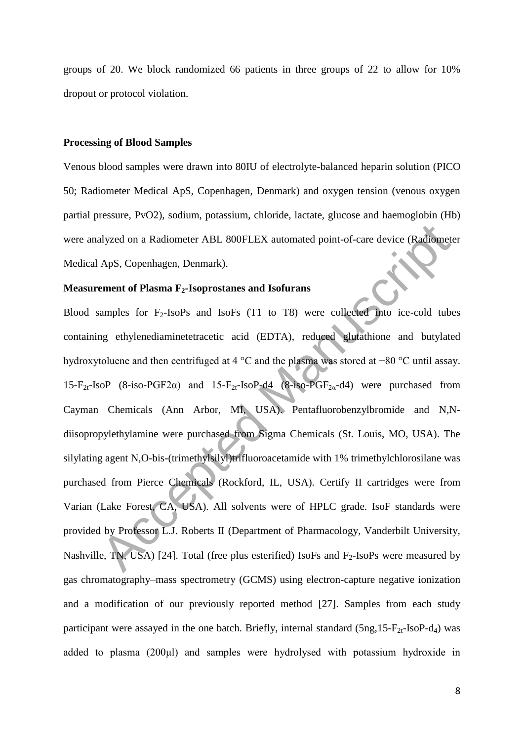groups of 20. We block randomized 66 patients in three groups of 22 to allow for 10% dropout or protocol violation.

**Processing of Blood Samples**

Venous blood samples were drawn into 80IU of electrolyte-balanced heparin solution (PICO 50; Radiometer Medical ApS, Copenhagen, Denmark) and oxygen tension (venous oxygen partial pressure, PvO2), sodium, potassium, chloride, lactate, glucose and haemoglobin (Hb) were analyzed on a Radiometer ABL 800FLEX automated point-of-care device (Radiometer Medical ApS, Copenhagen, Denmark).

**Measurement of Plasma $F_2$-Isoprostanes and Isofurans**

Blood samples for $F_2$-IsoPs and IsoFs (T1 to T8) were collected into ice-cold tubes containing ethylenediaminetetracetic acid (EDTA), reduced glutathione and butylated hydroxytoluene and then centrifuged at 4 °C and the plasma was stored at −80 °C until assay. 15-$F_{2t}$-IsoP (8-iso-PGF2α) and 15-$F_{2t}$-IsoP-d4 (8-iso-$PGF_{2\alpha}$-d4) were purchased from Cayman Chemicals (Ann Arbor, MI, USA). Pentafluorobenzylbromide and N,N-diisopropylethylamine were purchased from Sigma Chemicals (St. Louis, MO, USA). The silylating agent N,O-bis-(trimethylsilyl)trifluoroacetamide with 1% trimethylchlorosilane was purchased from Pierce Chemicals (Rockford, IL, USA). Certify II cartridges were from Varian (Lake Forest, CA, USA). All solvents were of HPLC grade. IsoF standards were provided by Professor L.J. Roberts II (Department of Pharmacology, Vanderbilt University, Nashville, TN, USA) [24]. Total (free plus esterified) IsoFs and $F_2$-IsoPs were measured by gas chromatography–mass spectrometry (GCMS) using electron-capture negative ionization and a modification of our previously reported method [27]. Samples from each study participant were assayed in the one batch. Briefly, internal standard (5ng,15-$F_{2t}$-IsoP-$d_4$) was added to plasma (200μl) and samples were hydrolysed with potassium hydroxide in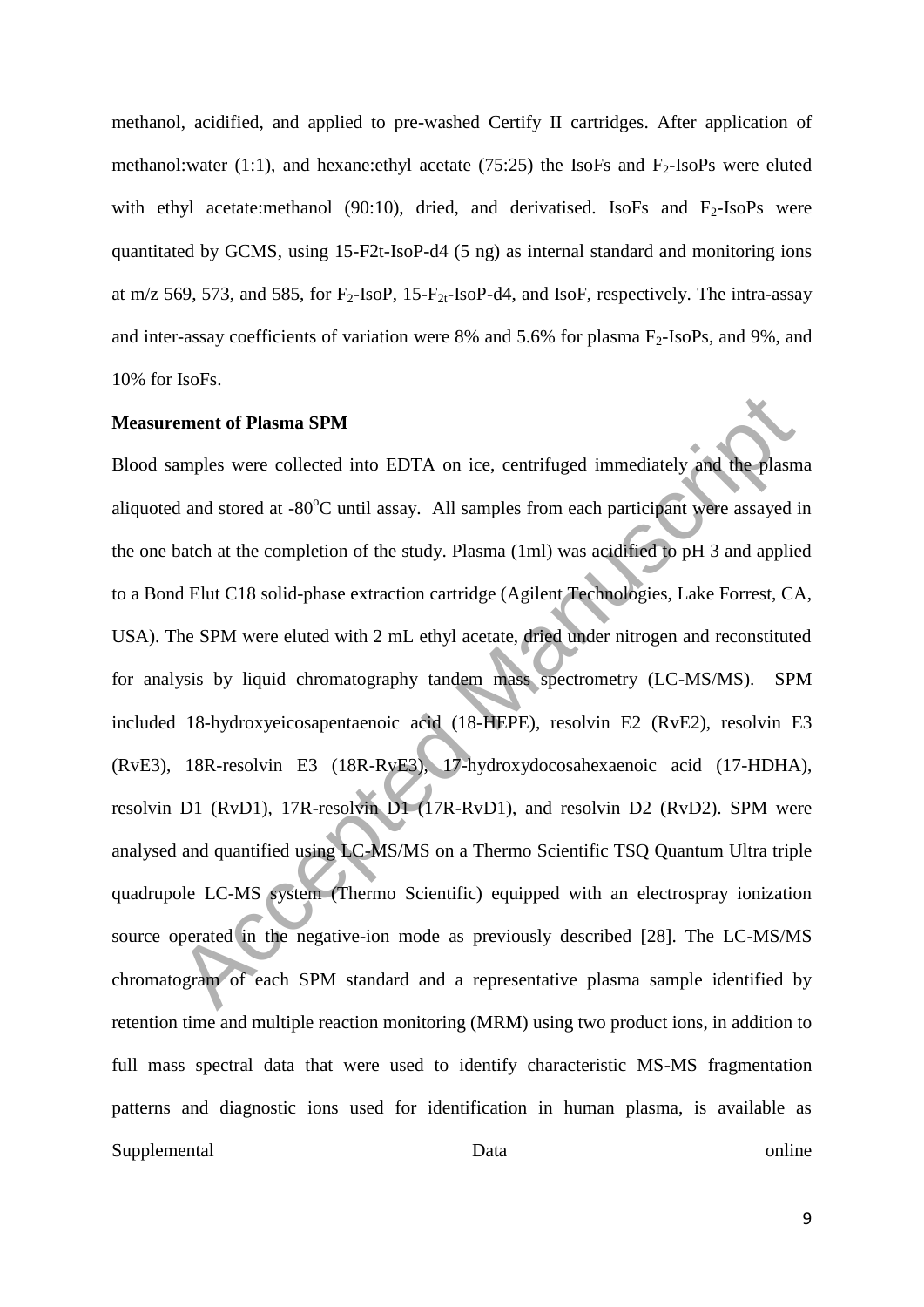methanol, acidified, and applied to pre-washed Certify II cartridges. After application of methanol:water (1:1), and hexane:ethyl acetate (75:25) the IsoFs and $F_2$-IsoPs were eluted with ethyl acetate:methanol (90:10), dried, and derivatised. IsoFs and $F_2$-IsoPs were quantitated by GCMS, using 15-F2t-IsoP-d4 (5 ng) as internal standard and monitoring ions at m/z 569, 573, and 585, for $F_2$-IsoP, 15-$F_{2t}$-IsoP-d4, and IsoF, respectively. The intra-assay and inter-assay coefficients of variation were 8% and 5.6% for plasma $F_2$-IsoPs, and 9%, and 10% for IsoFs.

**Measurement of Plasma SPM**

Blood samples were collected into EDTA on ice, centrifuged immediately and the plasma aliquoted and stored at -80$^{o}$C until assay. All samples from each participant were assayed in the one batch at the completion of the study. Plasma (1ml) was acidified to pH 3 and applied to a Bond Elut C18 solid-phase extraction cartridge (Agilent Technologies, Lake Forrest, CA, USA). The SPM were eluted with 2 mL ethyl acetate, dried under nitrogen and reconstituted for analysis by liquid chromatography tandem mass spectrometry (LC-MS/MS). SPM included 18-hydroxyeicosapentaenoic acid (18-HEPE), resolvin E2 (RvE2), resolvin E3 (RvE3), 18R-resolvin E3 (18R-RvE3), 17-hydroxydocosahexaenoic acid (17-HDHA), resolvin D1 (RvD1), 17R-resolvin D1 (17R-RvD1), and resolvin D2 (RvD2). SPM were analysed and quantified using LC-MS/MS on a Thermo Scientific TSQ Quantum Ultra triple quadrupole LC-MS system (Thermo Scientific) equipped with an electrospray ionization source operated in the negative-ion mode as previously described [28]. The LC-MS/MS chromatogram of each SPM standard and a representative plasma sample identified by retention time and multiple reaction monitoring (MRM) using two product ions, in addition to full mass spectral data that were used to identify characteristic MS-MS fragmentation patterns and diagnostic ions used for identification in human plasma, is available as Supplemental Data online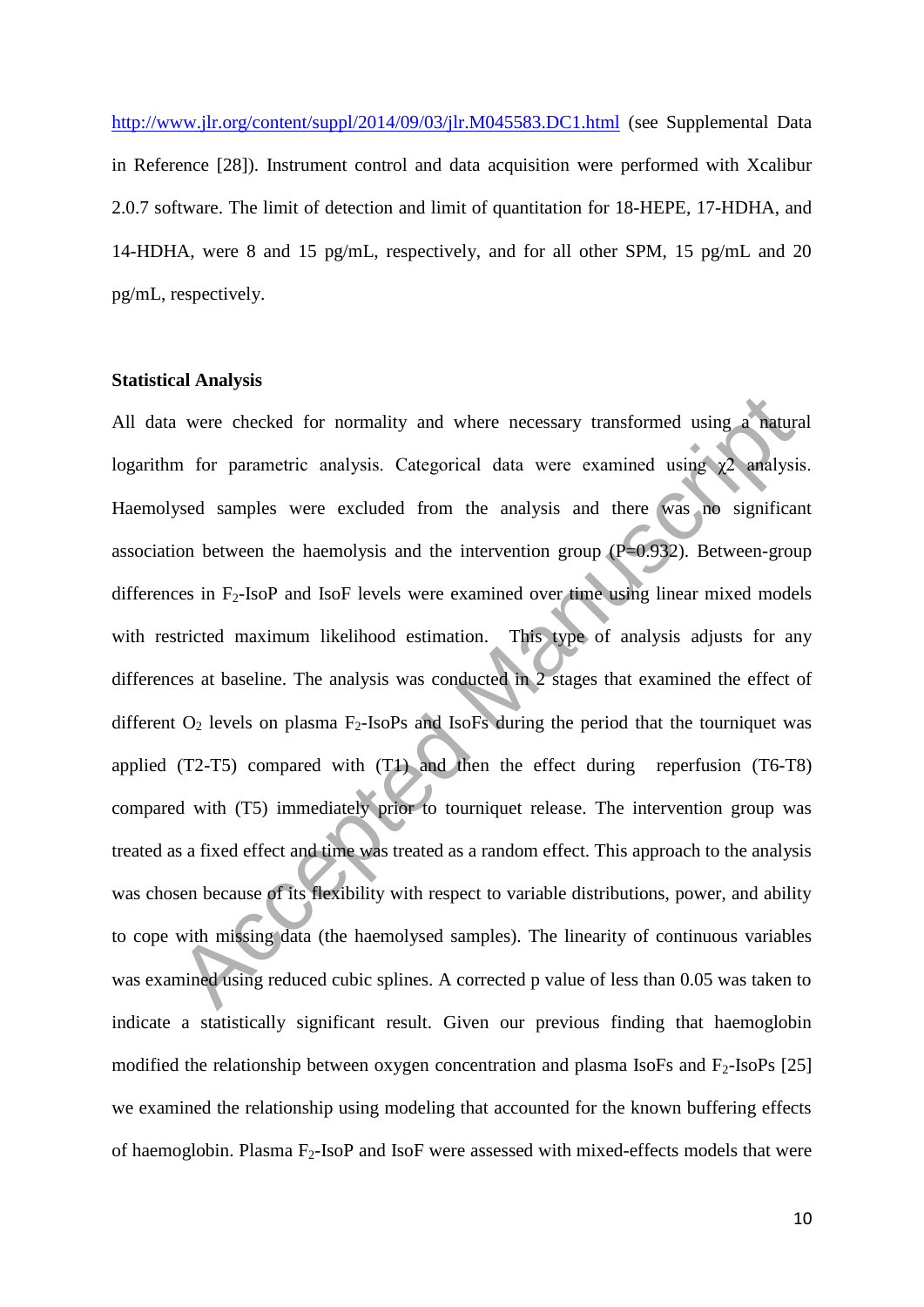http://www.jlr.org/content/suppl/2014/09/03/jlr.M045583.DC1.html (see Supplemental Data in Reference [28]). Instrument control and data acquisition were performed with Xcalibur 2.0.7 software. The limit of detection and limit of quantitation for 18-HEPE, 17-HDHA, and 14-HDHA, were 8 and 15 pg/mL, respectively, and for all other SPM, 15 pg/mL and 20 pg/mL, respectively.

**Statistical Analysis**

All data were checked for normality and where necessary transformed using a natural logarithm for parametric analysis. Categorical data were examined using $\chi 2$ analysis. Haemolysed samples were excluded from the analysis and there was no significant association between the haemolysis and the intervention group (P=0.932). Between-group differences in $F_2$-IsoP and IsoF levels were examined over time using linear mixed models with restricted maximum likelihood estimation. This type of analysis adjusts for any differences at baseline. The analysis was conducted in 2 stages that examined the effect of different $O_2$ levels on plasma $F_2$-IsoPs and IsoFs during the period that the tourniquet was applied (T2-T5) compared with (T1) and then the effect during reperfusion (T6-T8) compared with (T5) immediately prior to tourniquet release. The intervention group was treated as a fixed effect and time was treated as a random effect. This approach to the analysis was chosen because of its flexibility with respect to variable distributions, power, and ability to cope with missing data (the haemolysed samples). The linearity of continuous variables was examined using reduced cubic splines. A corrected p value of less than 0.05 was taken to indicate a statistically significant result. Given our previous finding that haemoglobin modified the relationship between oxygen concentration and plasma IsoFs and $F_2$-IsoPs [25] we examined the relationship using modeling that accounted for the known buffering effects of haemoglobin. Plasma $F_2$-IsoP and IsoF were assessed with mixed-effects models that were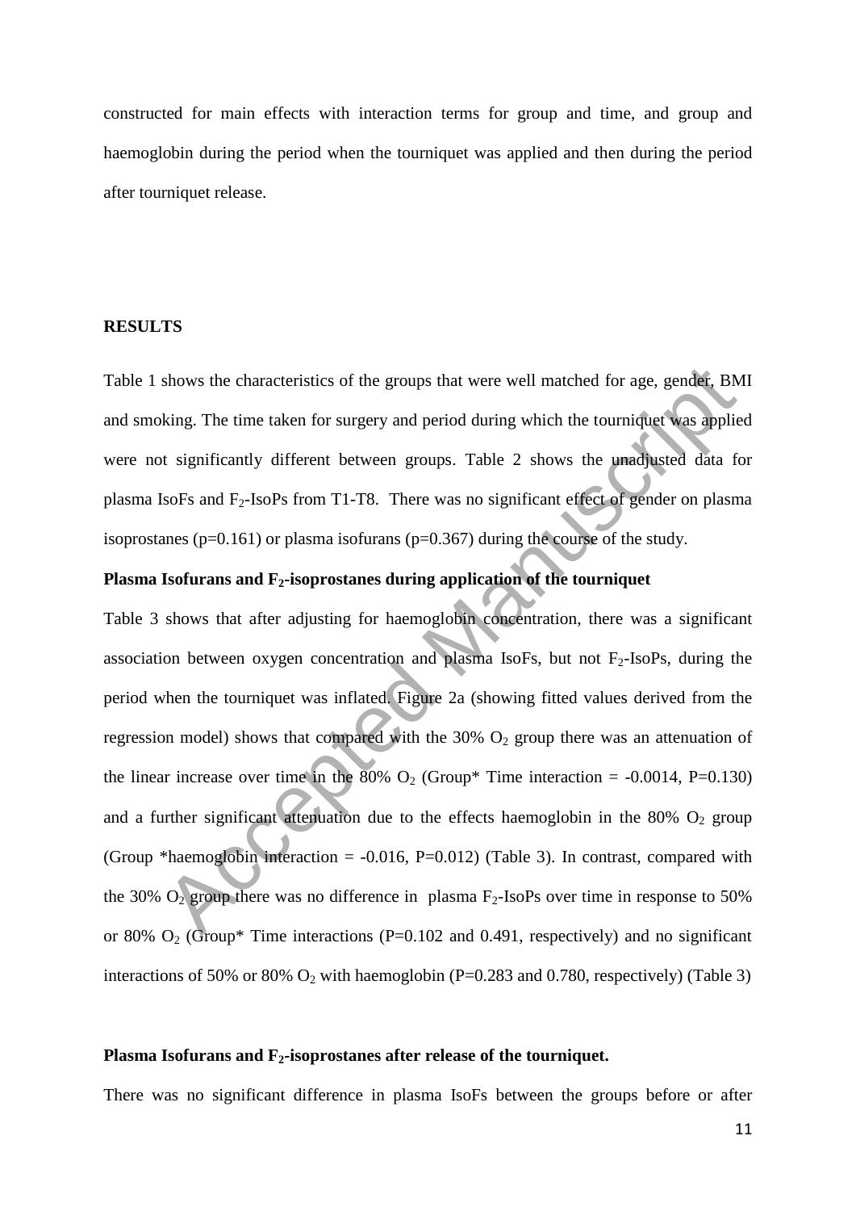constructed for main effects with interaction terms for group and time, and group and haemoglobin during the period when the tourniquet was applied and then during the period after tourniquet release.

## RESULTS

Table 1 shows the characteristics of the groups that were well matched for age, gender, BMI and smoking. The time taken for surgery and period during which the tourniquet was applied were not significantly different between groups. Table 2 shows the unadjusted data for plasma IsoFs and $F_2$-IsoPs from T1-T8. There was no significant effect of gender on plasma isoprostanes (p=0.161) or plasma isofurans (p=0.367) during the course of the study.

### Plasma Isofurans and $F_2$-isoprostanes during application of the tourniquet

Table 3 shows that after adjusting for haemoglobin concentration, there was a significant association between oxygen concentration and plasma IsoFs, but not $F_2$-IsoPs, during the period when the tourniquet was inflated. Figure 2a (showing fitted values derived from the regression model) shows that compared with the 30% $O_2$ group there was an attenuation of the linear increase over time in the 80% $O_2$ (Group* Time interaction = -0.0014, P=0.130) and a further significant attenuation due to the effects haemoglobin in the 80% $O_2$ group (Group *haemoglobin interaction = -0.016, P=0.012) (Table 3). In contrast, compared with the 30% $O_2$ group there was no difference in plasma $F_2$-IsoPs over time in response to 50% or 80% $O_2$ (Group* Time interactions (P=0.102 and 0.491, respectively) and no significant interactions of 50% or 80% $O_2$ with haemoglobin (P=0.283 and 0.780, respectively) (Table 3)

### Plasma Isofurans and $F_2$-isoprostanes after release of the tourniquet.

There was no significant difference in plasma IsoFs between the groups before or after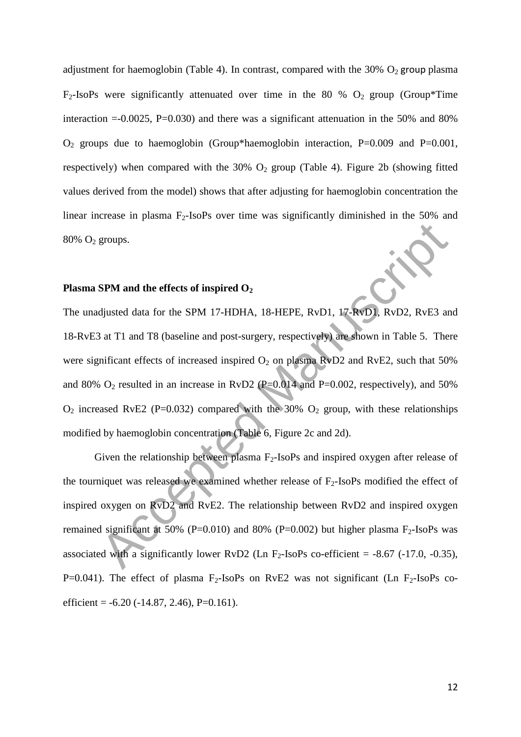adjustment for haemoglobin (Table 4). In contrast, compared with the 30% $O_2$ group plasma $F_2$-IsoPs were significantly attenuated over time in the 80 % $O_2$ group (Group*Time interaction =-0.0025, P=0.030) and there was a significant attenuation in the 50% and 80% $O_2$ groups due to haemoglobin (Group*haemoglobin interaction, P=0.009 and P=0.001, respectively) when compared with the 30% $O_2$ group (Table 4). Figure 2b (showing fitted values derived from the model) shows that after adjusting for haemoglobin concentration the linear increase in plasma $F_2$-IsoPs over time was significantly diminished in the 50% and 80% $O_2$ groups.

**Plasma SPM and the effects of inspired $O_2$**

The unadjusted data for the SPM 17-HDHA, 18-HEPE, RvD1, 17-RvD1, RvD2, RvE3 and 18-RvE3 at T1 and T8 (baseline and post-surgery, respectively) are shown in Table 5. There were significant effects of increased inspired $O_2$ on plasma RvD2 and RvE2, such that 50% and 80% $O_2$ resulted in an increase in RvD2 (P=0.014 and P=0.002, respectively), and 50% $O_2$ increased RvE2 (P=0.032) compared with the 30% $O_2$ group, with these relationships modified by haemoglobin concentration (Table 6, Figure 2c and 2d).

Given the relationship between plasma $F_2$-IsoPs and inspired oxygen after release of the tourniquet was released we examined whether release of $F_2$-IsoPs modified the effect of inspired oxygen on RvD2 and RvE2. The relationship between RvD2 and inspired oxygen remained significant at 50% (P=0.010) and 80% (P=0.002) but higher plasma $F_2$-IsoPs was associated with a significantly lower RvD2 (Ln $F_2$-IsoPs co-efficient = -8.67 (-17.0, -0.35), P=0.041). The effect of plasma $F_2$-IsoPs on RvE2 was not significant (Ln $F_2$-IsoPs co-efficient = -6.20 (-14.87, 2.46), P=0.161).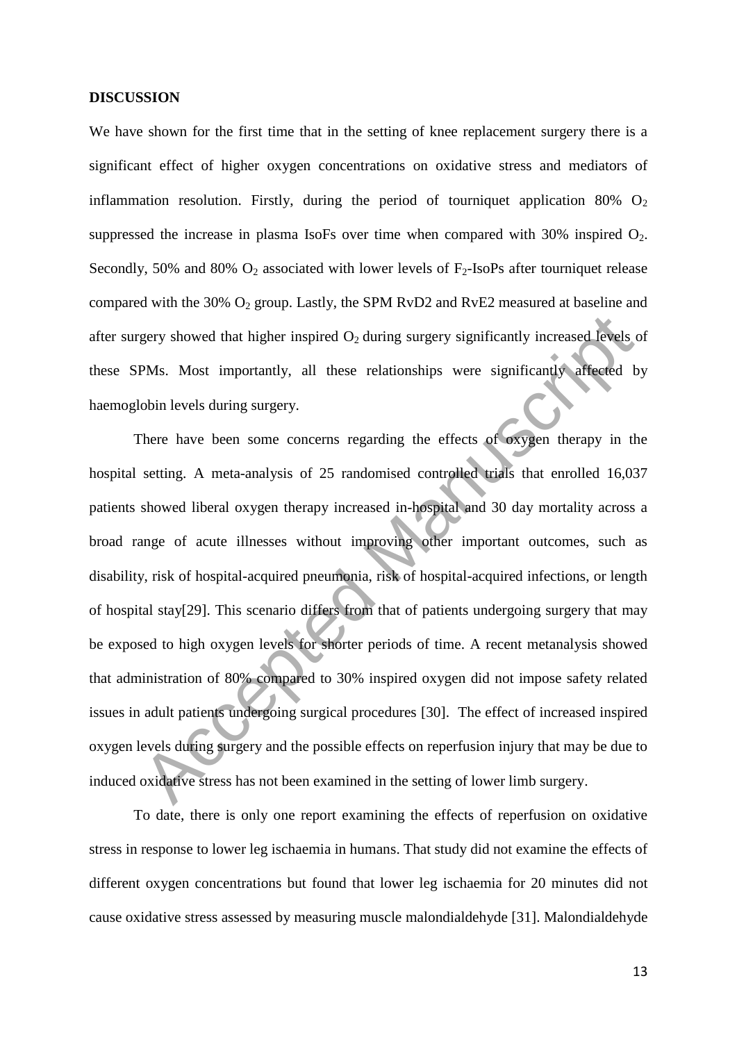## DISCUSSION

We have shown for the first time that in the setting of knee replacement surgery there is a significant effect of higher oxygen concentrations on oxidative stress and mediators of inflammation resolution. Firstly, during the period of tourniquet application 80% $O_2$ suppressed the increase in plasma IsoFs over time when compared with 30% inspired $O_2$. Secondly, 50% and 80% $O_2$ associated with lower levels of $F_2$-IsoPs after tourniquet release compared with the 30% $O_2$ group. Lastly, the SPM RvD2 and RvE2 measured at baseline and after surgery showed that higher inspired $O_2$ during surgery significantly increased levels of these SPMs. Most importantly, all these relationships were significantly affected by haemoglobin levels during surgery.

There have been some concerns regarding the effects of oxygen therapy in the hospital setting. A meta-analysis of 25 randomised controlled trials that enrolled 16,037 patients showed liberal oxygen therapy increased in-hospital and 30 day mortality across a broad range of acute illnesses without improving other important outcomes, such as disability, risk of hospital-acquired pneumonia, risk of hospital-acquired infections, or length of hospital stay[29]. This scenario differs from that of patients undergoing surgery that may be exposed to high oxygen levels for shorter periods of time. A recent metanalysis showed that administration of 80% compared to 30% inspired oxygen did not impose safety related issues in adult patients undergoing surgical procedures [30]. The effect of increased inspired oxygen levels during surgery and the possible effects on reperfusion injury that may be due to induced oxidative stress has not been examined in the setting of lower limb surgery.

To date, there is only one report examining the effects of reperfusion on oxidative stress in response to lower leg ischaemia in humans. That study did not examine the effects of different oxygen concentrations but found that lower leg ischaemia for 20 minutes did not cause oxidative stress assessed by measuring muscle malondialdehyde [31]. Malondialdehyde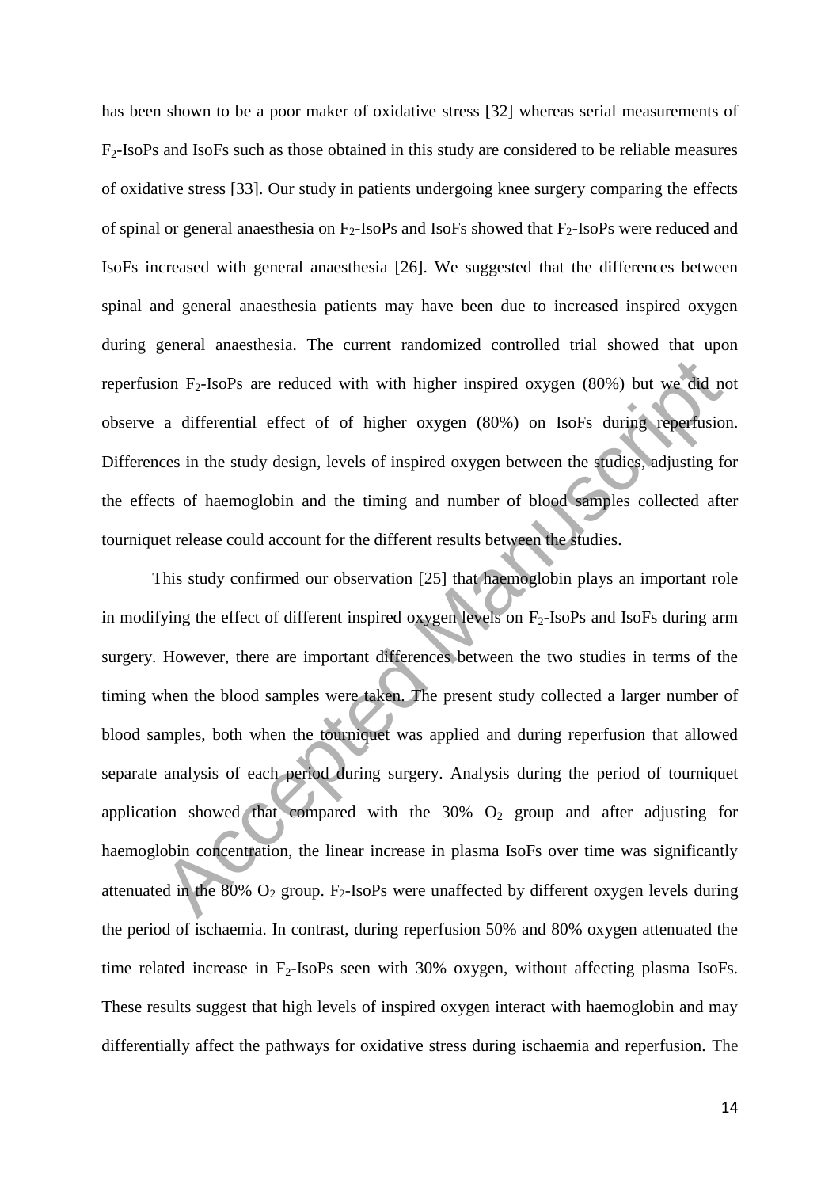has been shown to be a poor maker of oxidative stress [32] whereas serial measurements of $F_2$-IsoPs and IsoFs such as those obtained in this study are considered to be reliable measures of oxidative stress [33]. Our study in patients undergoing knee surgery comparing the effects of spinal or general anaesthesia on $F_2$-IsoPs and IsoFs showed that $F_2$-IsoPs were reduced and IsoFs increased with general anaesthesia [26]. We suggested that the differences between spinal and general anaesthesia patients may have been due to increased inspired oxygen during general anaesthesia. The current randomized controlled trial showed that upon reperfusion $F_2$-IsoPs are reduced with with higher inspired oxygen (80%) but we did not observe a differential effect of of higher oxygen (80%) on IsoFs during reperfusion. Differences in the study design, levels of inspired oxygen between the studies, adjusting for the effects of haemoglobin and the timing and number of blood samples collected after tourniquet release could account for the different results between the studies.

This study confirmed our observation [25] that haemoglobin plays an important role in modifying the effect of different inspired oxygen levels on $F_2$-IsoPs and IsoFs during arm surgery. However, there are important differences between the two studies in terms of the timing when the blood samples were taken. The present study collected a larger number of blood samples, both when the tourniquet was applied and during reperfusion that allowed separate analysis of each period during surgery. Analysis during the period of tourniquet application showed that compared with the 30% $O_2$ group and after adjusting for haemoglobin concentration, the linear increase in plasma IsoFs over time was significantly attenuated in the 80% $O_2$ group. $F_2$-IsoPs were unaffected by different oxygen levels during the period of ischaemia. In contrast, during reperfusion 50% and 80% oxygen attenuated the time related increase in $F_2$-IsoPs seen with 30% oxygen, without affecting plasma IsoFs. These results suggest that high levels of inspired oxygen interact with haemoglobin and may differentially affect the pathways for oxidative stress during ischaemia and reperfusion. The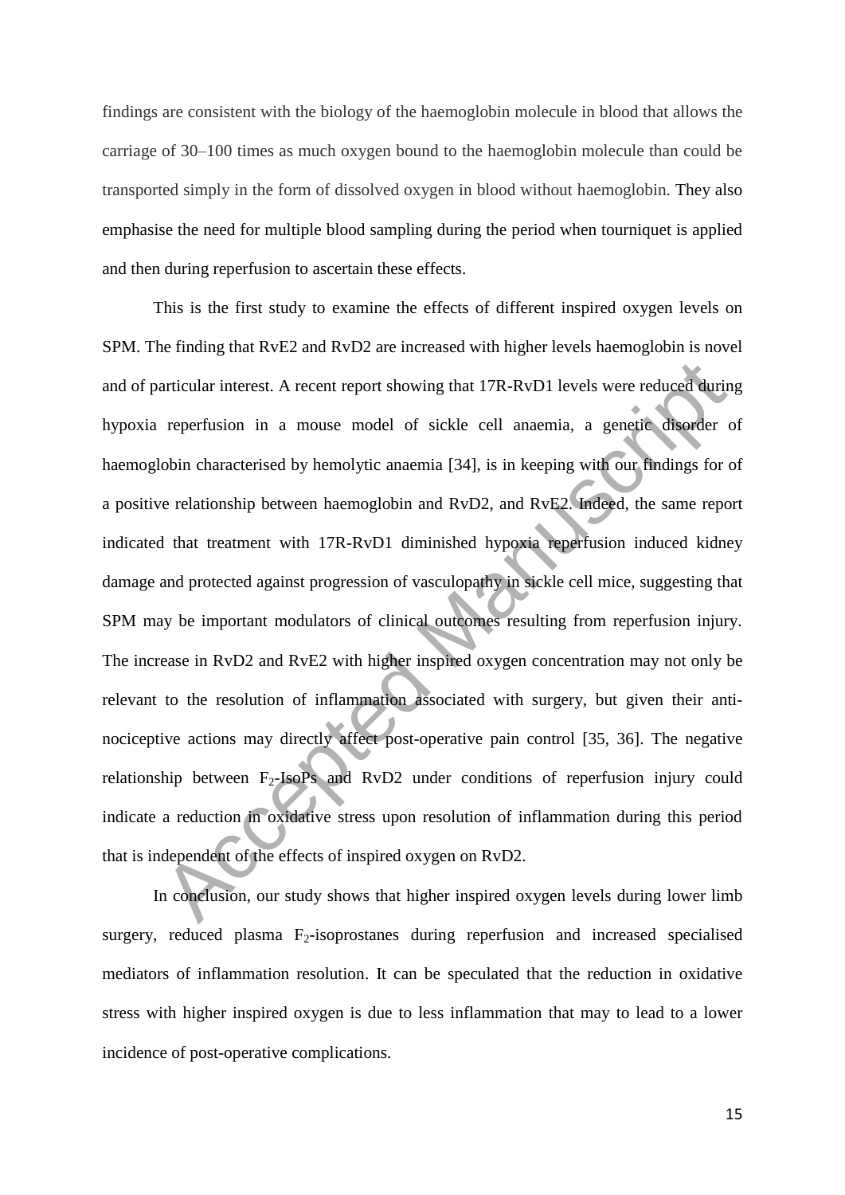findings are consistent with the biology of the haemoglobin molecule in blood that allows the carriage of 30–100 times as much oxygen bound to the haemoglobin molecule than could be transported simply in the form of dissolved oxygen in blood without haemoglobin. They also emphasise the need for multiple blood sampling during the period when tourniquet is applied and then during reperfusion to ascertain these effects.

This is the first study to examine the effects of different inspired oxygen levels on SPM. The finding that RvE2 and RvD2 are increased with higher levels haemoglobin is novel and of particular interest. A recent report showing that 17R-RvD1 levels were reduced during hypoxia reperfusion in a mouse model of sickle cell anaemia, a genetic disorder of haemoglobin characterised by hemolytic anaemia [34], is in keeping with our findings for of a positive relationship between haemoglobin and RvD2, and RvE2. Indeed, the same report indicated that treatment with 17R-RvD1 diminished hypoxia reperfusion induced kidney damage and protected against progression of vasculopathy in sickle cell mice, suggesting that SPM may be important modulators of clinical outcomes resulting from reperfusion injury. The increase in RvD2 and RvE2 with higher inspired oxygen concentration may not only be relevant to the resolution of inflammation associated with surgery, but given their anti-nociceptive actions may directly affect post-operative pain control [35, 36]. The negative relationship between $F_2$-IsoPs and RvD2 under conditions of reperfusion injury could indicate a reduction in oxidative stress upon resolution of inflammation during this period that is independent of the effects of inspired oxygen on RvD2.

In conclusion, our study shows that higher inspired oxygen levels during lower limb surgery, reduced plasma $F_2$-isoprostanes during reperfusion and increased specialised mediators of inflammation resolution. It can be speculated that the reduction in oxidative stress with higher inspired oxygen is due to less inflammation that may to lead to a lower incidence of post-operative complications.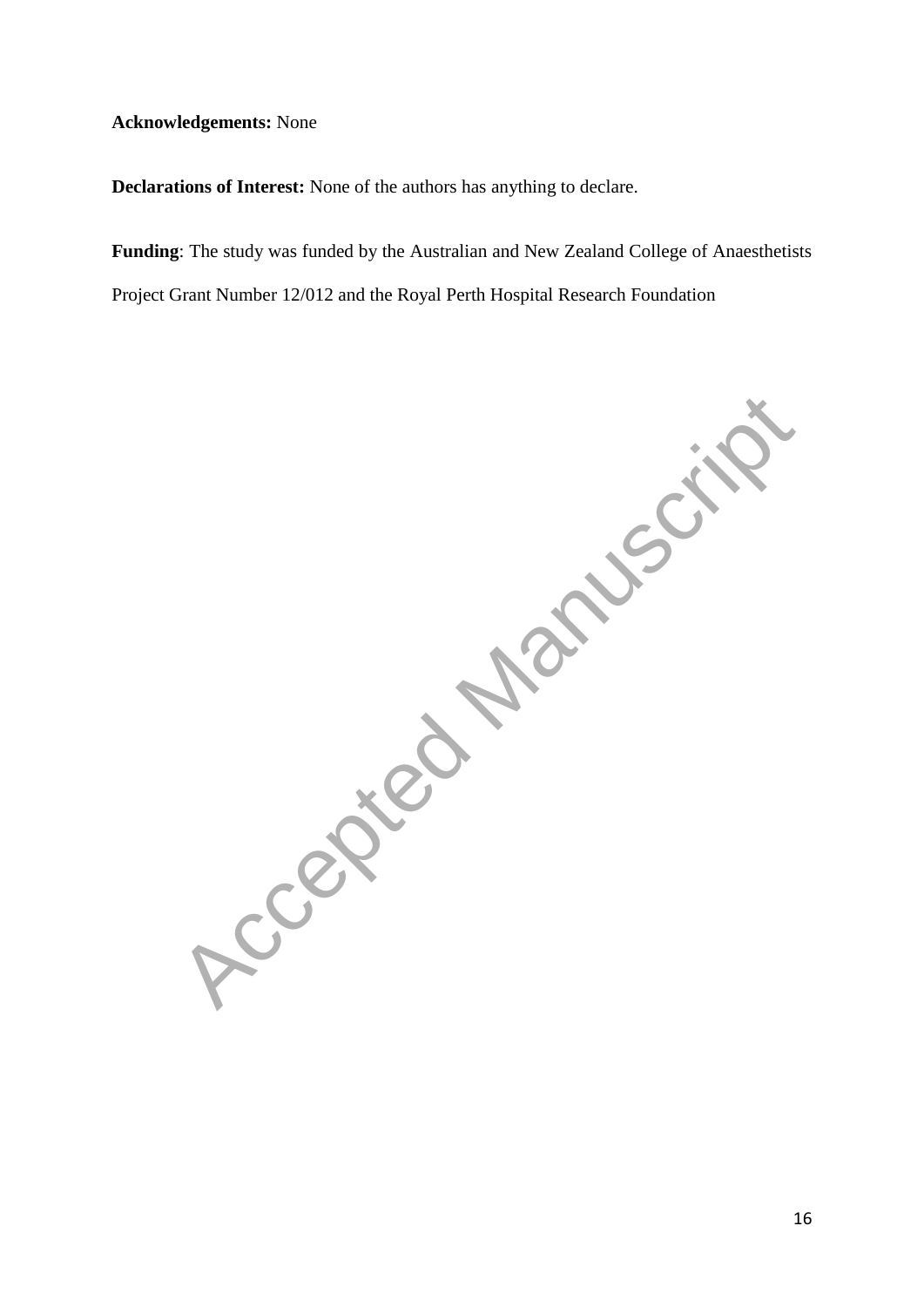**Acknowledgements:** None

**Declarations of Interest:** None of the authors has anything to declare.

**Funding**: The study was funded by the Australian and New Zealand College of Anaesthetists Project Grant Number 12/012 and the Royal Perth Hospital Research Foundation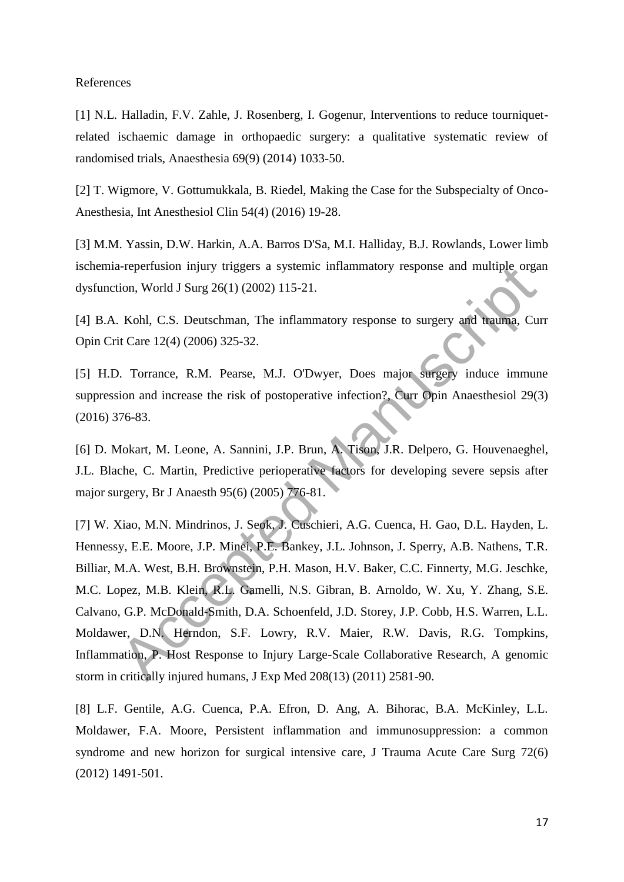References

[1] N.L. Halladin, F.V. Zahle, J. Rosenberg, I. Gogenur, Interventions to reduce tourniquet-related ischaemic damage in orthopaedic surgery: a qualitative systematic review of randomised trials, Anaesthesia 69(9) (2014) 1033-50.

[2] T. Wigmore, V. Gottumukkala, B. Riedel, Making the Case for the Subspecialty of Onco-Anesthesia, Int Anesthesiol Clin 54(4) (2016) 19-28.

[3] M.M. Yassin, D.W. Harkin, A.A. Barros D'Sa, M.I. Halliday, B.J. Rowlands, Lower limb ischemia-reperfusion injury triggers a systemic inflammatory response and multiple organ dysfunction, World J Surg 26(1) (2002) 115-21.

[4] B.A. Kohl, C.S. Deutschman, The inflammatory response to surgery and trauma, Curr Opin Crit Care 12(4) (2006) 325-32.

[5] H.D. Torrance, R.M. Pearse, M.J. O'Dwyer, Does major surgery induce immune suppression and increase the risk of postoperative infection?, Curr Opin Anaesthesiol 29(3) (2016) 376-83.

[6] D. Mokart, M. Leone, A. Sannini, J.P. Brun, A. Tison, J.R. Delpero, G. Houvenaeghel, J.L. Blache, C. Martin, Predictive perioperative factors for developing severe sepsis after major surgery, Br J Anaesth 95(6) (2005) 776-81.

[7] W. Xiao, M.N. Mindrinos, J. Seok, J. Cuschieri, A.G. Cuenca, H. Gao, D.L. Hayden, L. Hennessy, E.E. Moore, J.P. Minei, P.E. Bankey, J.L. Johnson, J. Sperry, A.B. Nathens, T.R. Billiar, M.A. West, B.H. Brownstein, P.H. Mason, H.V. Baker, C.C. Finnerty, M.G. Jeschke, M.C. Lopez, M.B. Klein, R.L. Gamelli, N.S. Gibran, B. Arnoldo, W. Xu, Y. Zhang, S.E. Calvano, G.P. McDonald-Smith, D.A. Schoenfeld, J.D. Storey, J.P. Cobb, H.S. Warren, L.L. Moldawer, D.N. Herndon, S.F. Lowry, R.V. Maier, R.W. Davis, R.G. Tompkins, Inflammation, P. Host Response to Injury Large-Scale Collaborative Research, A genomic storm in critically injured humans, J Exp Med 208(13) (2011) 2581-90.

[8] L.F. Gentile, A.G. Cuenca, P.A. Efron, D. Ang, A. Bihorac, B.A. McKinley, L.L. Moldawer, F.A. Moore, Persistent inflammation and immunosuppression: a common syndrome and new horizon for surgical intensive care, J Trauma Acute Care Surg 72(6) (2012) 1491-501.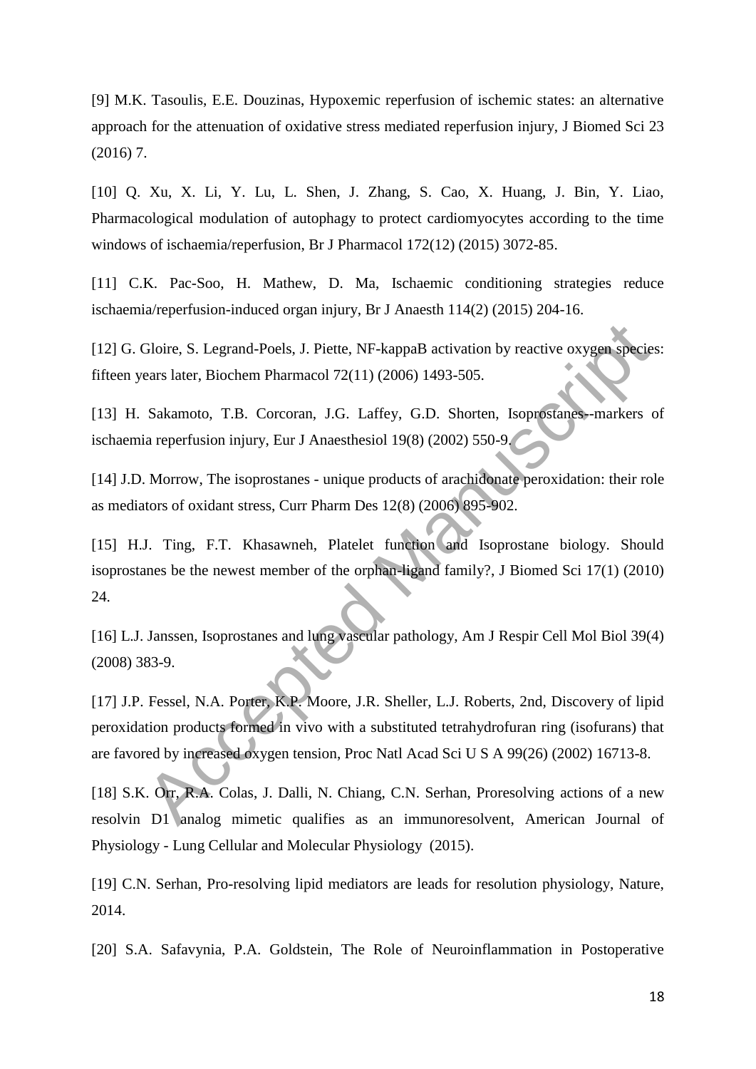[9] M.K. Tasoulis, E.E. Douzinas, Hypoxemic reperfusion of ischemic states: an alternative approach for the attenuation of oxidative stress mediated reperfusion injury, J Biomed Sci 23 (2016) 7.

[10] Q. Xu, X. Li, Y. Lu, L. Shen, J. Zhang, S. Cao, X. Huang, J. Bin, Y. Liao, Pharmacological modulation of autophagy to protect cardiomyocytes according to the time windows of ischaemia/reperfusion, Br J Pharmacol 172(12) (2015) 3072-85.

[11] C.K. Pac-Soo, H. Mathew, D. Ma, Ischaemic conditioning strategies reduce ischaemia/reperfusion-induced organ injury, Br J Anaesth 114(2) (2015) 204-16.

[12] G. Gloire, S. Legrand-Poels, J. Piette, NF-kappaB activation by reactive oxygen species: fifteen years later, Biochem Pharmacol 72(11) (2006) 1493-505.

[13] H. Sakamoto, T.B. Corcoran, J.G. Laffey, G.D. Shorten, Isoprostanes--markers of ischaemia reperfusion injury, Eur J Anaesthesiol 19(8) (2002) 550-9.

[14] J.D. Morrow, The isoprostanes - unique products of arachidonate peroxidation: their role as mediators of oxidant stress, Curr Pharm Des 12(8) (2006) 895-902.

[15] H.J. Ting, F.T. Khasawneh, Platelet function and Isoprostane biology. Should isoprostanes be the newest member of the orphan-ligand family?, J Biomed Sci 17(1) (2010) 24.

[16] L.J. Janssen, Isoprostanes and lung vascular pathology, Am J Respir Cell Mol Biol 39(4) (2008) 383-9.

[17] J.P. Fessel, N.A. Porter, K.P. Moore, J.R. Sheller, L.J. Roberts, 2nd, Discovery of lipid peroxidation products formed in vivo with a substituted tetrahydrofuran ring (isofurans) that are favored by increased oxygen tension, Proc Natl Acad Sci U S A 99(26) (2002) 16713-8.

[18] S.K. Orr, R.A. Colas, J. Dalli, N. Chiang, C.N. Serhan, Proresolving actions of a new resolvin D1 analog mimetic qualifies as an immunoresolvent, American Journal of Physiology - Lung Cellular and Molecular Physiology (2015).

[19] C.N. Serhan, Pro-resolving lipid mediators are leads for resolution physiology, Nature, 2014.

[20] S.A. Safavynia, P.A. Goldstein, The Role of Neuroinflammation in Postoperative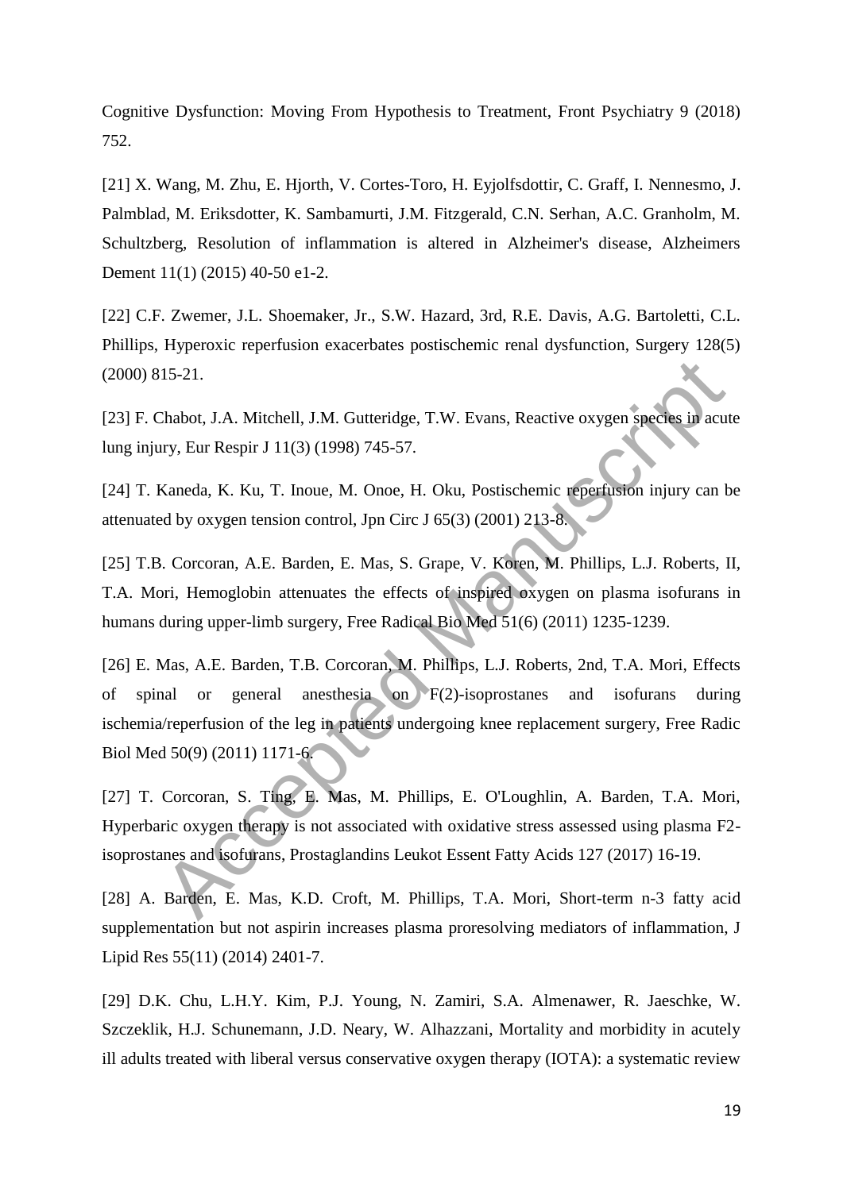Cognitive Dysfunction: Moving From Hypothesis to Treatment, Front Psychiatry 9 (2018) 752.

[21] X. Wang, M. Zhu, E. Hjorth, V. Cortes-Toro, H. Eyjolfsdottir, C. Graff, I. Nennesmo, J. Palmblad, M. Eriksdotter, K. Sambamurti, J.M. Fitzgerald, C.N. Serhan, A.C. Granholm, M. Schultzberg, Resolution of inflammation is altered in Alzheimer's disease, Alzheimers Dement 11(1) (2015) 40-50 e1-2.

[22] C.F. Zwemer, J.L. Shoemaker, Jr., S.W. Hazard, 3rd, R.E. Davis, A.G. Bartoletti, C.L. Phillips, Hyperoxic reperfusion exacerbates postischemic renal dysfunction, Surgery 128(5) (2000) 815-21.

[23] F. Chabot, J.A. Mitchell, J.M. Gutteridge, T.W. Evans, Reactive oxygen species in acute lung injury, Eur Respir J 11(3) (1998) 745-57.

[24] T. Kaneda, K. Ku, T. Inoue, M. Onoe, H. Oku, Postischemic reperfusion injury can be attenuated by oxygen tension control, Jpn Circ J 65(3) (2001) 213-8.

[25] T.B. Corcoran, A.E. Barden, E. Mas, S. Grape, V. Koren, M. Phillips, L.J. Roberts, II, T.A. Mori, Hemoglobin attenuates the effects of inspired oxygen on plasma isofurans in humans during upper-limb surgery, Free Radical Bio Med 51(6) (2011) 1235-1239.

[26] E. Mas, A.E. Barden, T.B. Corcoran, M. Phillips, L.J. Roberts, 2nd, T.A. Mori, Effects of spinal or general anesthesia on F(2)-isoprostanes and isofurans during ischemia/reperfusion of the leg in patients undergoing knee replacement surgery, Free Radic Biol Med 50(9) (2011) 1171-6.

[27] T. Corcoran, S. Ting, E. Mas, M. Phillips, E. O'Loughlin, A. Barden, T.A. Mori, Hyperbaric oxygen therapy is not associated with oxidative stress assessed using plasma F2-isoprostanes and isofurans, Prostaglandins Leukot Essent Fatty Acids 127 (2017) 16-19.

[28] A. Barden, E. Mas, K.D. Croft, M. Phillips, T.A. Mori, Short-term n-3 fatty acid supplementation but not aspirin increases plasma proresolving mediators of inflammation, J Lipid Res 55(11) (2014) 2401-7.

[29] D.K. Chu, L.H.Y. Kim, P.J. Young, N. Zamiri, S.A. Almenawer, R. Jaeschke, W. Szczeklik, H.J. Schunemann, J.D. Neary, W. Alhazzani, Mortality and morbidity in acutely ill adults treated with liberal versus conservative oxygen therapy (IOTA): a systematic review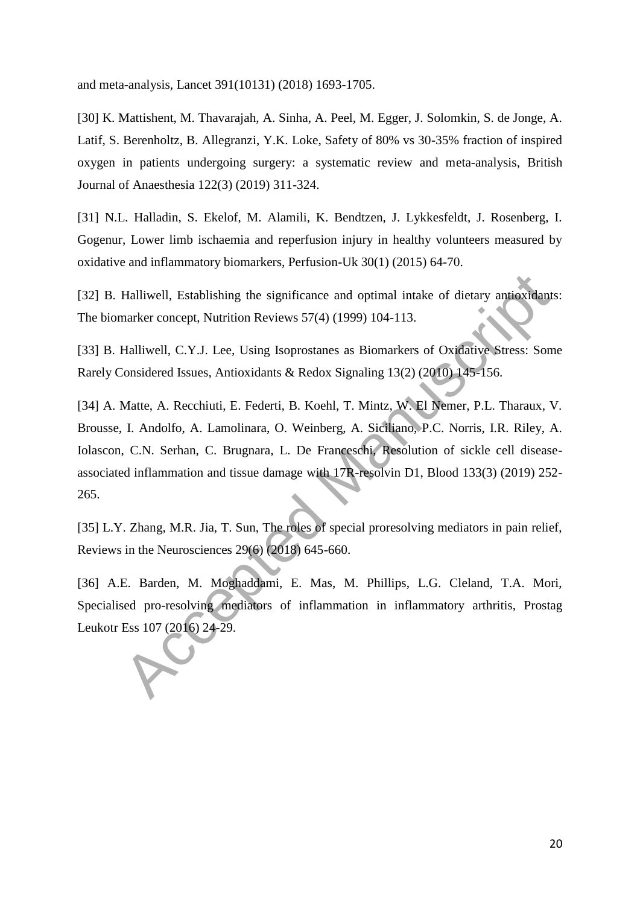and meta-analysis, Lancet 391(10131) (2018) 1693-1705.

[30] K. Mattishent, M. Thavarajah, A. Sinha, A. Peel, M. Egger, J. Solomkin, S. de Jonge, A. Latif, S. Berenholtz, B. Allegranzi, Y.K. Loke, Safety of 80% vs 30-35% fraction of inspired oxygen in patients undergoing surgery: a systematic review and meta-analysis, British Journal of Anaesthesia 122(3) (2019) 311-324.

[31] N.L. Halladin, S. Ekelof, M. Alamili, K. Bendtzen, J. Lykkesfeldt, J. Rosenberg, I. Gogenur, Lower limb ischaemia and reperfusion injury in healthy volunteers measured by oxidative and inflammatory biomarkers, Perfusion-Uk 30(1) (2015) 64-70.

[32] B. Halliwell, Establishing the significance and optimal intake of dietary antioxidants: The biomarker concept, Nutrition Reviews 57(4) (1999) 104-113.

[33] B. Halliwell, C.Y.J. Lee, Using Isoprostanes as Biomarkers of Oxidative Stress: Some Rarely Considered Issues, Antioxidants & Redox Signaling 13(2) (2010) 145-156.

[34] A. Matte, A. Recchiuti, E. Federti, B. Koehl, T. Mintz, W. El Nemer, P.L. Tharaux, V. Brousse, I. Andolfo, A. Lamolinara, O. Weinberg, A. Siciliano, P.C. Norris, I.R. Riley, A. Iolascon, C.N. Serhan, C. Brugnara, L. De Franceschi, Resolution of sickle cell disease-associated inflammation and tissue damage with 17R-resolvin D1, Blood 133(3) (2019) 252-265.

[35] L.Y. Zhang, M.R. Jia, T. Sun, The roles of special proresolving mediators in pain relief, Reviews in the Neurosciences 29(6) (2018) 645-660.

[36] A.E. Barden, M. Moghaddami, E. Mas, M. Phillips, L.G. Cleland, T.A. Mori, Specialised pro-resolving mediators of inflammation in inflammatory arthritis, Prostag Leukotr Ess 107 (2016) 24-29.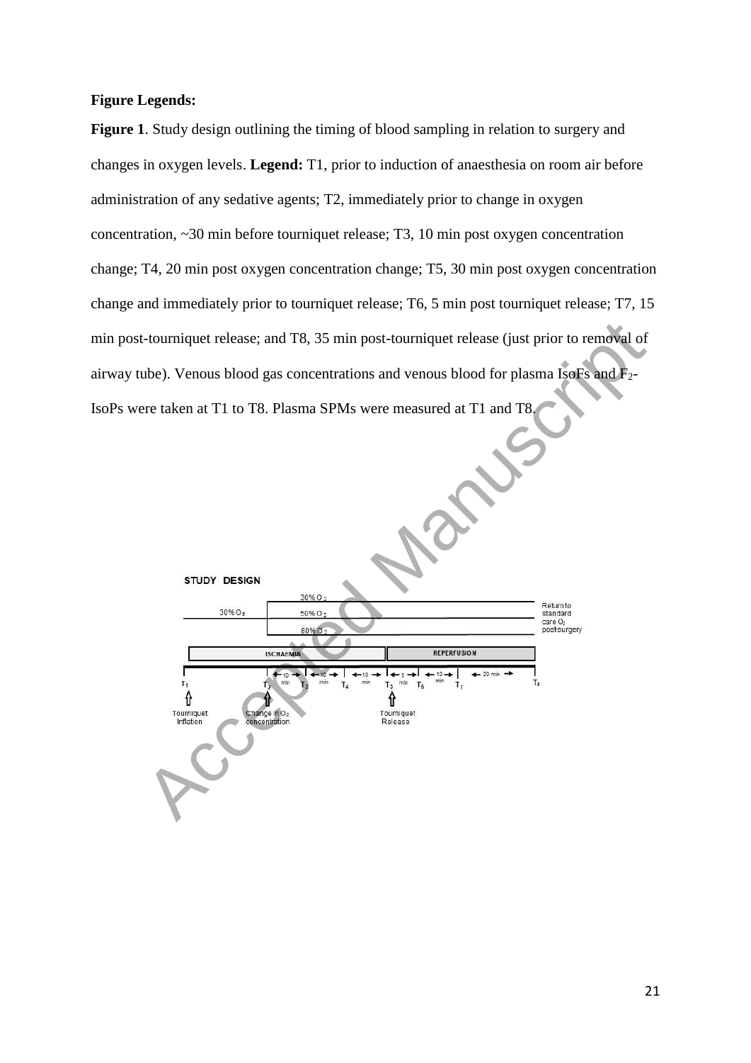**Figure Legends:**

**Figure 1**. Study design outlining the timing of blood sampling in relation to surgery and changes in oxygen levels. **Legend:** T1, prior to induction of anaesthesia on room air before administration of any sedative agents; T2, immediately prior to change in oxygen concentration, ~30 min before tourniquet release; T3, 10 min post oxygen concentration change; T4, 20 min post oxygen concentration change; T5, 30 min post oxygen concentration change and immediately prior to tourniquet release; T6, 5 min post tourniquet release; T7, 15 min post-tourniquet release; and T8, 35 min post-tourniquet release (just prior to removal of airway tube). Venous blood gas concentrations and venous blood for plasma IsoFs and $F_2$-IsoPs were taken at T1 to T8. Plasma SPMs were measured at T1 and T8.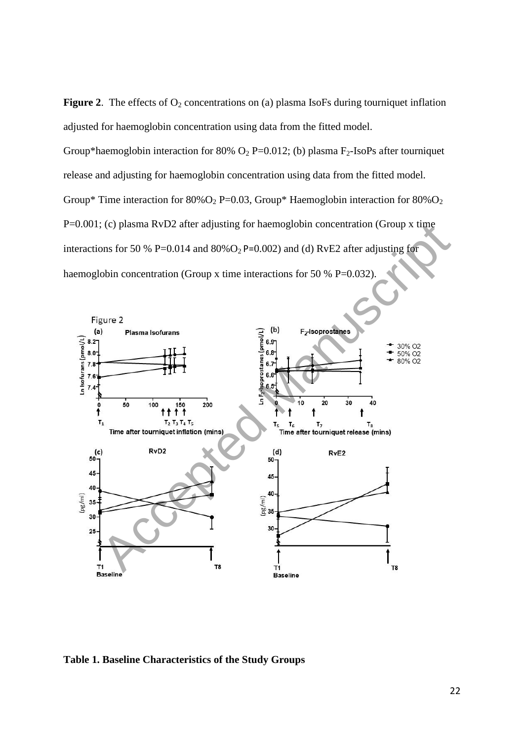**Figure 2**. The effects of $O_2$ concentrations on (a) plasma IsoFs during tourniquet inflation adjusted for haemoglobin concentration using data from the fitted model. Group*haemoglobin interaction for 80% $O_2$ P=0.012; (b) plasma $F_2$-IsoPs after tourniquet release and adjusting for haemoglobin concentration using data from the fitted model. Group* Time interaction for 80%$O_2$ P=0.03, Group* Haemoglobin interaction for 80%$O_2$ P=0.001; (c) plasma RvD2 after adjusting for haemoglobin concentration (Group x time interactions for 50 % P=0.014 and 80%$O_2$ P=0.002) and (d) RvE2 after adjusting for haemoglobin concentration (Group x time interactions for 50 % P=0.032).

**Table 1. Baseline Characteristics of the Study Groups**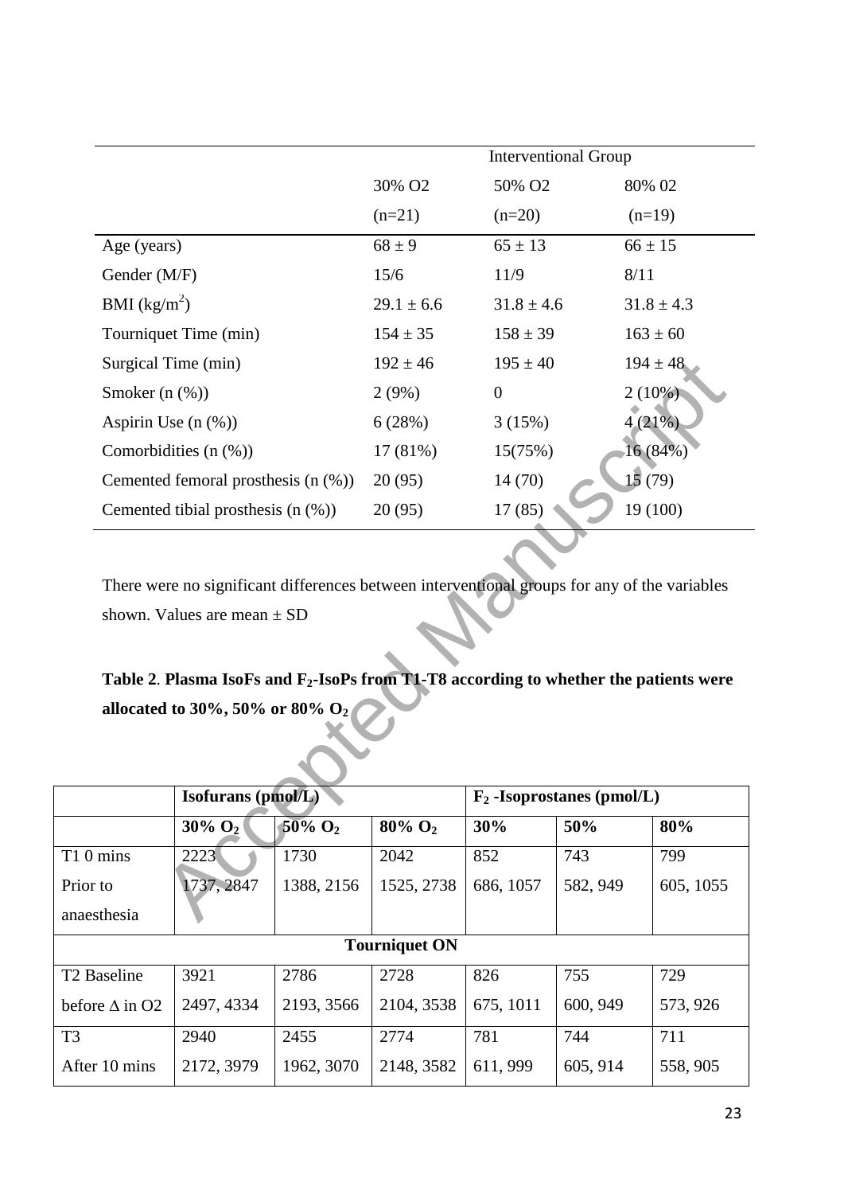| | Interventional Group | | |
|---|---|---|---|
| | 30% O2 | 50% O2 | 80% 02 |
| | (n=21) | (n=20) | (n=19) |
| Age (years) | 68 ± 9 | 65 ± 13 | 66 ± 15 |
| Gender (M/F) | 15/6 | 11/9 | 8/11 |
| BMI (kg/m$^2$) | 29.1 ± 6.6 | 31.8 ± 4.6 | 31.8 ± 4.3 |
| Tourniquet Time (min) | 154 ± 35 | 158 ± 39 | 163 ± 60 |
| Surgical Time (min) | 192 ± 46 | 195 ± 40 | 194 ± 48 |
| Smoker (n (%)) | 2 (9%) | 0 | 2 (10%) |
| Aspirin Use (n (%)) | 6 (28%) | 3 (15%) | 4 (21%) |
| Comorbidities (n (%)) | 17 (81%) | 15(75%) | 16 (84%) |
| Cemented femoral prosthesis (n (%)) | 20 (95) | 14 (70) | 15 (79) |
| Cemented tibial prosthesis (n (%)) | 20 (95) | 17 (85) | 19 (100) |

There were no significant differences between interventional groups for any of the variables shown. Values are mean ± SD

**Table 2**. **Plasma IsoFs and $F_2$-IsoPs from T1-T8 according to whether the patients were allocated to 30%, 50% or 80% $O_2$**

| | Isofurans (pmol/L) | | | $F_2$ -Isoprostanes (pmol/L) | | |
|---|---|---|---|---|---|---|
| | 30% $O_2$ | 50% $O_2$ | 80% $O_2$ | 30% | 50% | 80% |
| T1 0 mins<br>Prior to anaesthesia | 2223<br>1737, 2847 | 1730<br>1388, 2156 | 2042<br>1525, 2738 | 852<br>686, 1057 | 743<br>582, 949 | 799<br>605, 1055 |
| **Tourniquet ON** | | | | | | |
| T2 Baseline<br>before Δ in O2 | 3921<br>2497, 4334 | 2786<br>2193, 3566 | 2728<br>2104, 3538 | 826<br>675, 1011 | 755<br>600, 949 | 729<br>573, 926 |
| T3<br>After 10 mins | 2940<br>2172, 3979 | 2455<br>1962, 3070 | 2774<br>2148, 3582 | 781<br>611, 999 | 744<br>605, 914 | 711<br>558, 905 |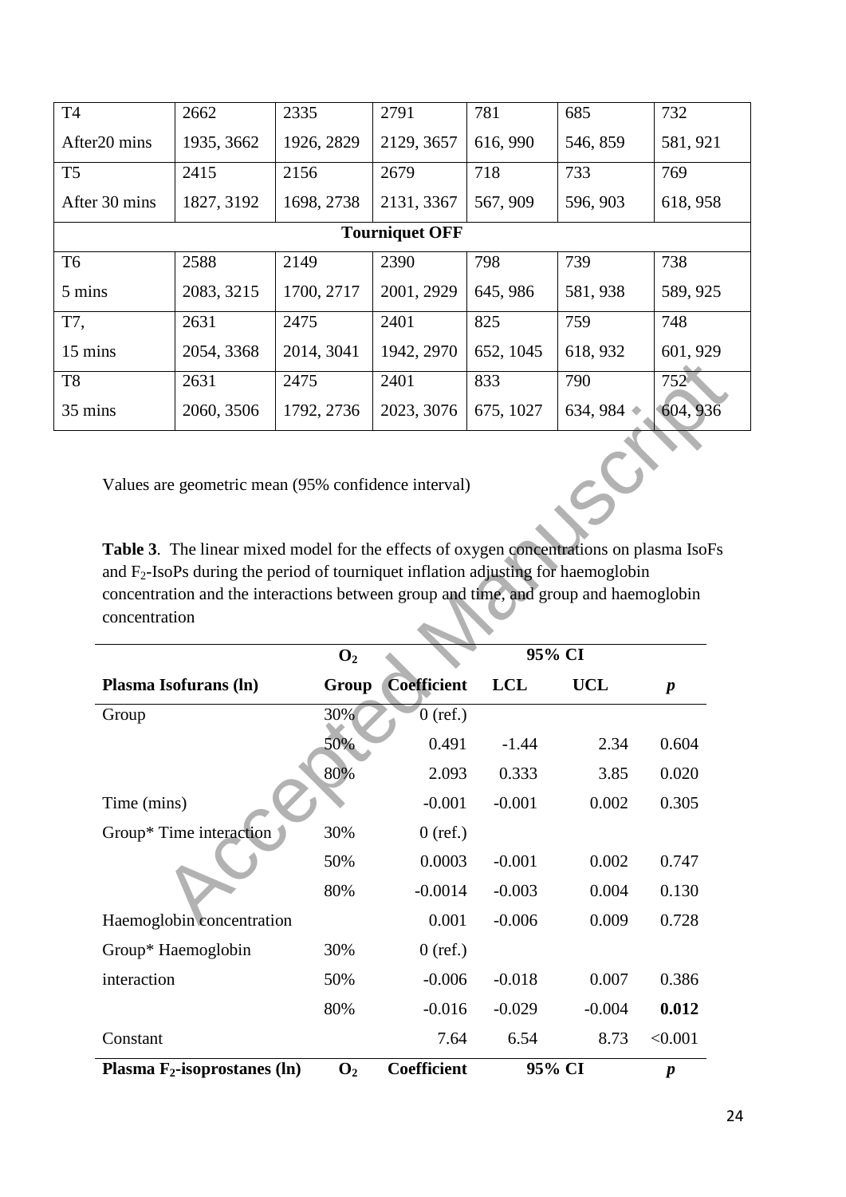| | | | | | | |
|---|---|---|---|---|---|---|
| T4 | 2662 | 2335 | 2791 | 781 | 685 | 732 |
| After20 mins | 1935, 3662 | 1926, 2829 | 2129, 3657 | 616, 990 | 546, 859 | 581, 921 |
| T5 | 2415 | 2156 | 2679 | 718 | 733 | 769 |
| After 30 mins | 1827, 3192 | 1698, 2738 | 2131, 3367 | 567, 909 | 596, 903 | 618, 958 |
| **Tourniquet OFF** | | | | | | |
| T6 | 2588 | 2149 | 2390 | 798 | 739 | 738 |
| 5 mins | 2083, 3215 | 1700, 2717 | 2001, 2929 | 645, 986 | 581, 938 | 589, 925 |
| T7, | 2631 | 2475 | 2401 | 825 | 759 | 748 |
| 15 mins | 2054, 3368 | 2014, 3041 | 1942, 2970 | 652, 1045 | 618, 932 | 601, 929 |
| T8 | 2631 | 2475 | 2401 | 833 | 790 | 752 |
| 35 mins | 2060, 3506 | 1792, 2736 | 2023, 3076 | 675, 1027 | 634, 984 | 604, 936 |

Values are geometric mean (95% confidence interval)

**Table 3**. The linear mixed model for the effects of oxygen concentrations on plasma IsoFs and $F_2$-IsoPs during the period of tourniquet inflation adjusting for haemoglobin concentration and the interactions between group and time, and group and haemoglobin concentration

| | $O_2$ | | 95% CI | | |
|---|---|---|---|---|---|
| **Plasma Isofurans (ln)** | **Group** | **Coefficient** | **LCL** | **UCL** | ***p*** |
| Group | 30% | 0 (ref.) | | | |
| | 50% | 0.491 | -1.44 | 2.34 | 0.604 |
| | 80% | 2.093 | 0.333 | 3.85 | 0.020 |
| Time (mins) | | -0.001 | -0.001 | 0.002 | 0.305 |
| Group* Time interaction | 30% | 0 (ref.) | | | |
| | 50% | 0.0003 | -0.001 | 0.002 | 0.747 |
| | 80% | -0.0014 | -0.003 | 0.004 | 0.130 |
| Haemoglobin concentration | | 0.001 | -0.006 | 0.009 | 0.728 |
| Group* Haemoglobin | 30% | 0 (ref.) | | | |
| interaction | 50% | -0.006 | -0.018 | 0.007 | 0.386 |
| | 80% | -0.016 | -0.029 | -0.004 | **0.012** |
| Constant | | 7.64 | 6.54 | 8.73 | <0.001 |
| **Plasma $F_2$-isoprostanes (ln)** | **$O_2$** | **Coefficient** | **95% CI** | | ***p*** |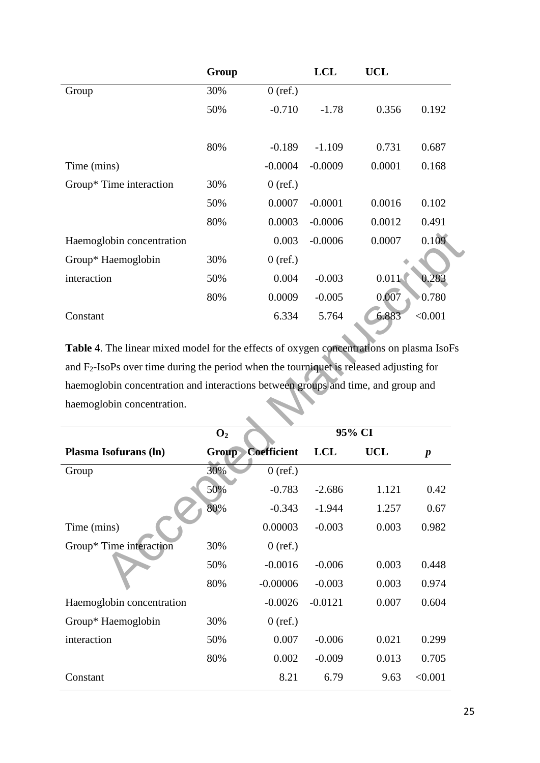| | Group | | LCL | UCL | |
|---|---|---|---|---|---|
| Group | 30% | 0 (ref.) | | | |
| | 50% | -0.710 | -1.78 | 0.356 | 0.192 |
| | 80% | -0.189 | -1.109 | 0.731 | 0.687 |
| Time (mins) | | -0.0004 | -0.0009 | 0.0001 | 0.168 |
| Group* Time interaction | 30% | 0 (ref.) | | | |
| | 50% | 0.0007 | -0.0001 | 0.0016 | 0.102 |
| | 80% | 0.0003 | -0.0006 | 0.0012 | 0.491 |
| Haemoglobin concentration | | 0.003 | -0.0006 | 0.0007 | 0.109 |
| Group* Haemoglobin interaction | 30% | 0 (ref.) | | | |
| | 50% | 0.004 | -0.003 | 0.011 | 0.283 |
| | 80% | 0.0009 | -0.005 | 0.007 | 0.780 |
| Constant | | 6.334 | 5.764 | 6.883 | <0.001 |

**Table 4**. The linear mixed model for the effects of oxygen concentrations on plasma IsoFs and $F_2$-IsoPs over time during the period when the tourniquet is released adjusting for haemoglobin concentration and interactions between groups and time, and group and haemoglobin concentration.

| | $O_2$ | | 95% CI | | |
|---|---|---|---|---|---|
| **Plasma Isofurans (ln)** | **Group** | **Coefficient** | **LCL** | **UCL** | ***p*** |
| Group | 30% | 0 (ref.) | | | |
| | 50% | -0.783 | -2.686 | 1.121 | 0.42 |
| | 80% | -0.343 | -1.944 | 1.257 | 0.67 |
| Time (mins) | | 0.00003 | -0.003 | 0.003 | 0.982 |
| Group* Time interaction | 30% | 0 (ref.) | | | |
| | 50% | -0.0016 | -0.006 | 0.003 | 0.448 |
| | 80% | -0.00006 | -0.003 | 0.003 | 0.974 |
| Haemoglobin concentration | | -0.0026 | -0.0121 | 0.007 | 0.604 |
| Group* Haemoglobin interaction | 30% | 0 (ref.) | | | |
| | 50% | 0.007 | -0.006 | 0.021 | 0.299 |
| | 80% | 0.002 | -0.009 | 0.013 | 0.705 |
| Constant | | 8.21 | 6.79 | 9.63 | <0.001 |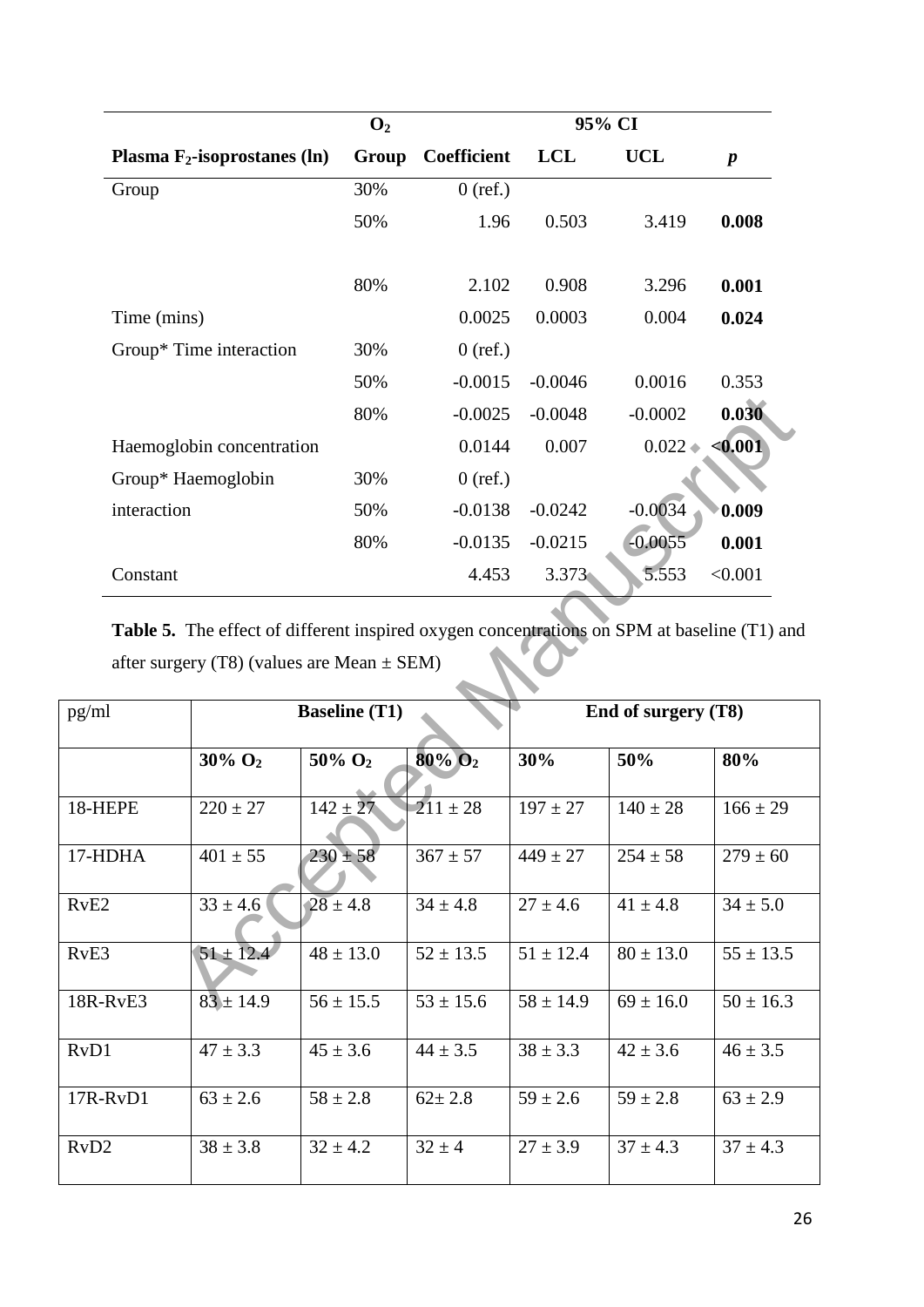| Plasma $F_2$-isoprostanes (ln) | $O_2$ Group | Coefficient | 95% CI LCL | 95% CI UCL | *p* |
|---|---|---|---|---|---|
| Group | 30% | 0 (ref.) | | | |
| | 50% | 1.96 | 0.503 | 3.419 | **0.008** |
| | 80% | 2.102 | 0.908 | 3.296 | **0.001** |
| Time (mins) | | 0.0025 | 0.0003 | 0.004 | **0.024** |
| Group* Time interaction | 30% | 0 (ref.) | | | |
| | 50% | -0.0015 | -0.0046 | 0.0016 | 0.353 |
| | 80% | -0.0025 | -0.0048 | -0.0002 | **0.030** |
| Haemoglobin concentration | | 0.0144 | 0.007 | 0.022 | **<0.001** |
| Group* Haemoglobin interaction | 30% | 0 (ref.) | | | |
| | 50% | -0.0138 | -0.0242 | -0.0034 | **0.009** |
| | 80% | -0.0135 | -0.0215 | -0.0055 | **0.001** |
| Constant | | 4.453 | 3.373 | 5.553 | <0.001 |

**Table 5.** The effect of different inspired oxygen concentrations on SPM at baseline (T1) and after surgery (T8) (values are Mean ± SEM)

| pg/ml | Baseline (T1) | | | End of surgery (T8) | | |
|---|---|---|---|---|---|---|
| | 30% $O_2$ | 50% $O_2$ | 80% $O_2$ | 30% | 50% | 80% |
| 18-HEPE | 220 ± 27 | 142 ± 27 | 211 ± 28 | 197 ± 27 | 140 ± 28 | 166 ± 29 |
| 17-HDHA | 401 ± 55 | 230 ± 58 | 367 ± 57 | 449 ± 27 | 254 ± 58 | 279 ± 60 |
| RvE2 | 33 ± 4.6 | 28 ± 4.8 | 34 ± 4.8 | 27 ± 4.6 | 41 ± 4.8 | 34 ± 5.0 |
| RvE3 | 51 ± 12.4 | 48 ± 13.0 | 52 ± 13.5 | 51 ± 12.4 | 80 ± 13.0 | 55 ± 13.5 |
| 18R-RvE3 | 83 ± 14.9 | 56 ± 15.5 | 53 ± 15.6 | 58 ± 14.9 | 69 ± 16.0 | 50 ± 16.3 |
| RvD1 | 47 ± 3.3 | 45 ± 3.6 | 44 ± 3.5 | 38 ± 3.3 | 42 ± 3.6 | 46 ± 3.5 |
| 17R-RvD1 | 63 ± 2.6 | 58 ± 2.8 | 62± 2.8 | 59 ± 2.6 | 59 ± 2.8 | 63 ± 2.9 |
| RvD2 | 38 ± 3.8 | 32 ± 4.2 | 32 ± 4 | 27 ± 3.9 | 37 ± 4.3 | 37 ± 4.3 |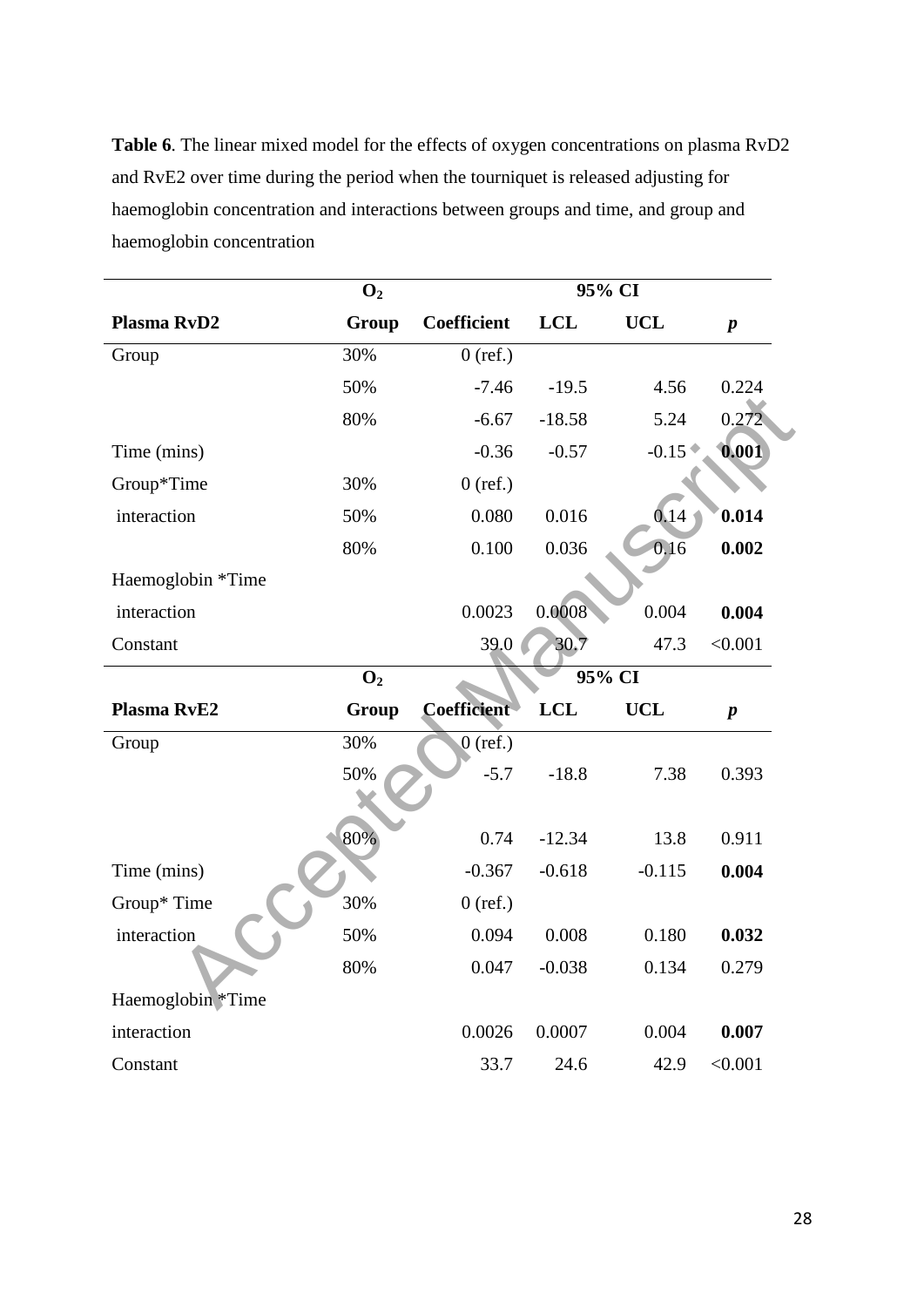**Table 6**. The linear mixed model for the effects of oxygen concentrations on plasma RvD2 and RvE2 over time during the period when the tourniquet is released adjusting for haemoglobin concentration and interactions between groups and time, and group and haemoglobin concentration

| | $O_2$ | | 95% CI | | |
|---|---|---|---|---|---|
| **Plasma RvD2** | **Group** | **Coefficient** | **LCL** | **UCL** | ***p*** |
| Group | 30% | 0 (ref.) | | | |
| | 50% | -7.46 | -19.5 | 4.56 | 0.224 |
| | 80% | -6.67 | -18.58 | 5.24 | 0.272 |
| Time (mins) | | -0.36 | -0.57 | -0.15 | **0.001** |
| Group*Time | 30% | 0 (ref.) | | | |
| interaction | 50% | 0.080 | 0.016 | 0.14 | **0.014** |
| | 80% | 0.100 | 0.036 | 0.16 | **0.002** |
| Haemoglobin *Time | | | | | |
| interaction | | 0.0023 | 0.0008 | 0.004 | **0.004** |
| Constant | | 39.0 | 30.7 | 47.3 | <0.001 |
| | $O_2$ | | 95% CI | | |
| **Plasma RvE2** | **Group** | **Coefficient** | **LCL** | **UCL** | ***p*** |
| Group | 30% | 0 (ref.) | | | |
| | 50% | -5.7 | -18.8 | 7.38 | 0.393 |
| | 80% | 0.74 | -12.34 | 13.8 | 0.911 |
| Time (mins) | | -0.367 | -0.618 | -0.115 | **0.004** |
| Group* Time | 30% | 0 (ref.) | | | |
| interaction | 50% | 0.094 | 0.008 | 0.180 | **0.032** |
| | 80% | 0.047 | -0.038 | 0.134 | 0.279 |
| Haemoglobin *Time | | | | | |
| interaction | | 0.0026 | 0.0007 | 0.004 | **0.007** |
| Constant | | 33.7 | 24.6 | 42.9 | <0.001 |